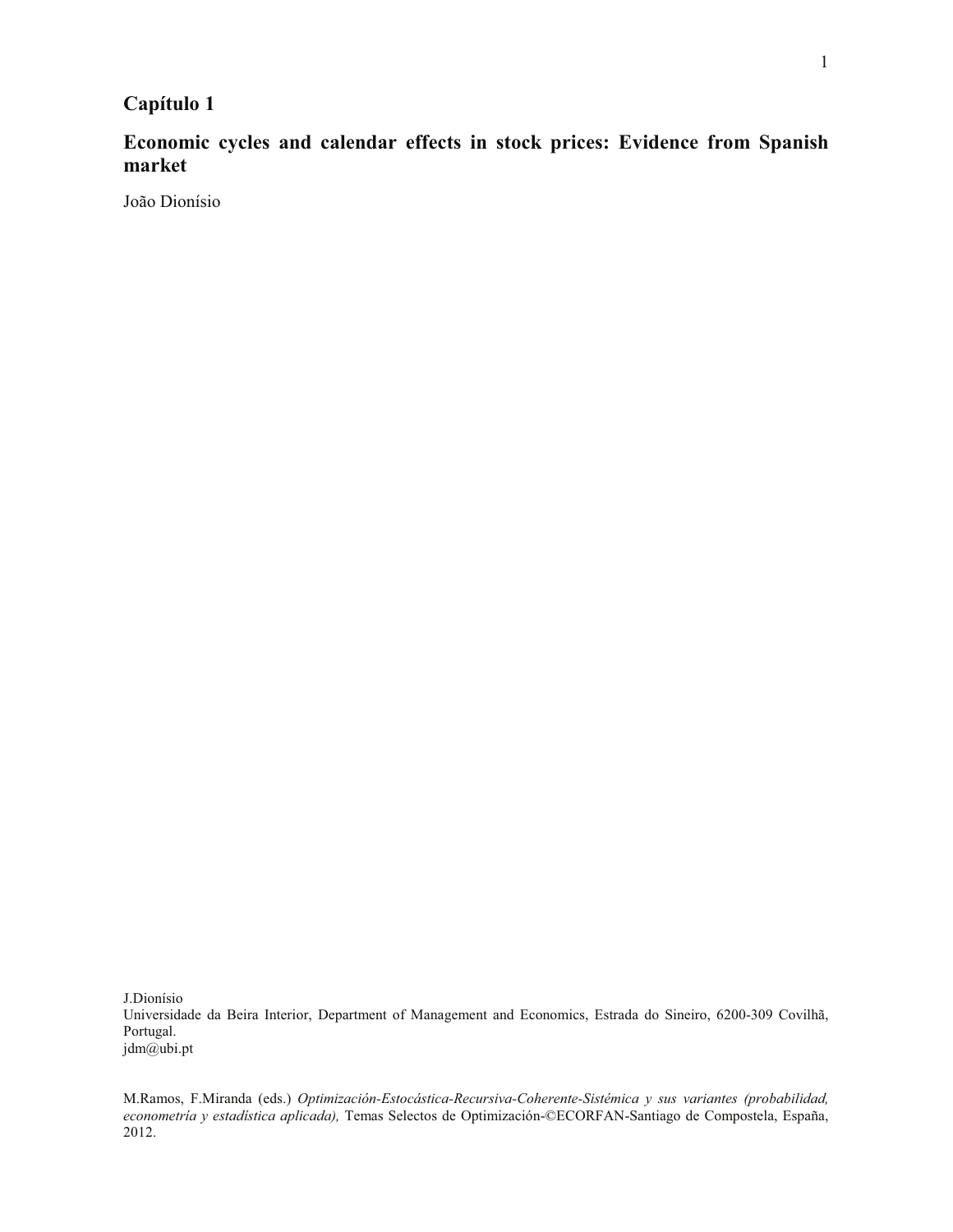# Capítulo 1

## Economic cycles and calendar effects in stock prices: Evidence from Spanish market

João Dionísio

J.Dionísio
Universidade da Beira Interior, Department of Management and Economics, Estrada do Sineiro, 6200-309 Covilhã, Portugal.
jdm@ubi.pt

M.Ramos, F.Miranda (eds.) *Optimización-Estocástica-Recursiva-Coherente-Sistémica y sus variantes (probabilidad, econometría y estadística aplicada),* Temas Selectos de Optimización-©ECORFAN-Santiago de Compostela, España, 2012.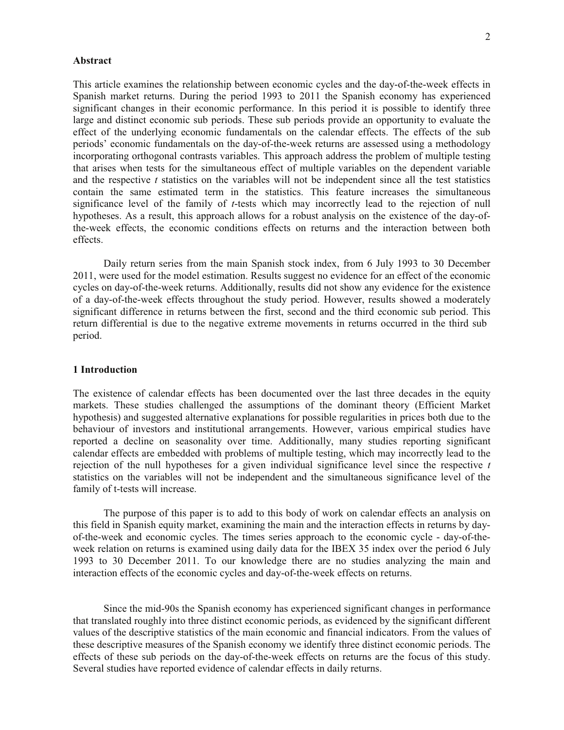## Abstract

This article examines the relationship between economic cycles and the day-of-the-week effects in Spanish market returns. During the period 1993 to 2011 the Spanish economy has experienced significant changes in their economic performance. In this period it is possible to identify three large and distinct economic sub periods. These sub periods provide an opportunity to evaluate the effect of the underlying economic fundamentals on the calendar effects. The effects of the sub periods' economic fundamentals on the day-of-the-week returns are assessed using a methodology incorporating orthogonal contrasts variables. This approach address the problem of multiple testing that arises when tests for the simultaneous effect of multiple variables on the dependent variable and the respective *t* statistics on the variables will not be independent since all the test statistics contain the same estimated term in the statistics. This feature increases the simultaneous significance level of the family of *t*-tests which may incorrectly lead to the rejection of null hypotheses. As a result, this approach allows for a robust analysis on the existence of the day-of-the-week effects, the economic conditions effects on returns and the interaction between both effects.

Daily return series from the main Spanish stock index, from 6 July 1993 to 30 December 2011, were used for the model estimation. Results suggest no evidence for an effect of the economic cycles on day-of-the-week returns. Additionally, results did not show any evidence for the existence of a day-of-the-week effects throughout the study period. However, results showed a moderately significant difference in returns between the first, second and the third economic sub period. This return differential is due to the negative extreme movements in returns occurred in the third sub period.

## 1 Introduction

The existence of calendar effects has been documented over the last three decades in the equity markets. These studies challenged the assumptions of the dominant theory (Efficient Market hypothesis) and suggested alternative explanations for possible regularities in prices both due to the behaviour of investors and institutional arrangements. However, various empirical studies have reported a decline on seasonality over time. Additionally, many studies reporting significant calendar effects are embedded with problems of multiple testing, which may incorrectly lead to the rejection of the null hypotheses for a given individual significance level since the respective *t* statistics on the variables will not be independent and the simultaneous significance level of the family of t-tests will increase.

The purpose of this paper is to add to this body of work on calendar effects an analysis on this field in Spanish equity market, examining the main and the interaction effects in returns by day-of-the-week and economic cycles. The times series approach to the economic cycle - day-of-the-week relation on returns is examined using daily data for the IBEX 35 index over the period 6 July 1993 to 30 December 2011. To our knowledge there are no studies analyzing the main and interaction effects of the economic cycles and day-of-the-week effects on returns.

Since the mid-90s the Spanish economy has experienced significant changes in performance that translated roughly into three distinct economic periods, as evidenced by the significant different values of the descriptive statistics of the main economic and financial indicators. From the values of these descriptive measures of the Spanish economy we identify three distinct economic periods. The effects of these sub periods on the day-of-the-week effects on returns are the focus of this study. Several studies have reported evidence of calendar effects in daily returns.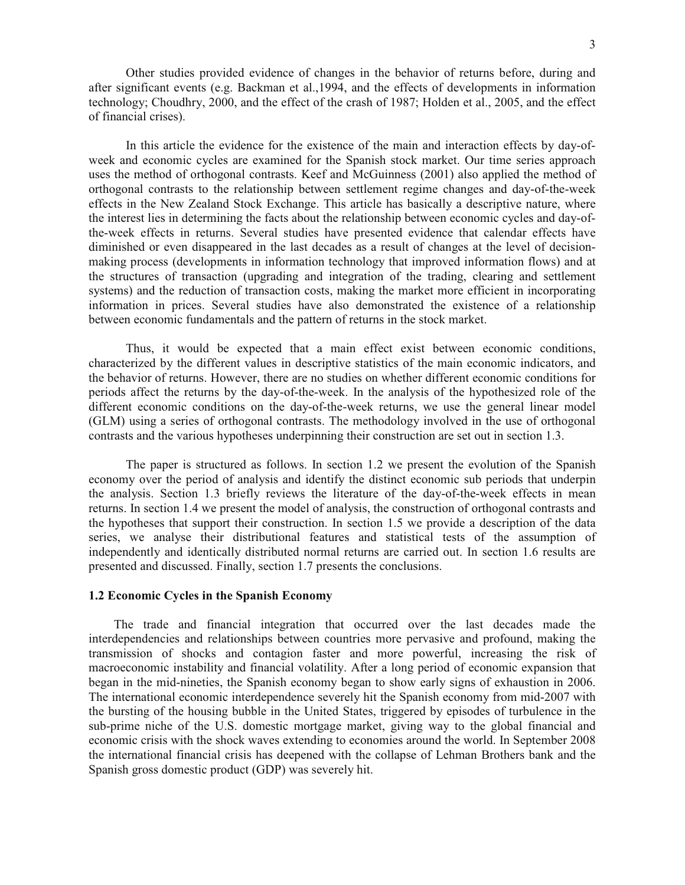Other studies provided evidence of changes in the behavior of returns before, during and after significant events (e.g. Backman et al.,1994, and the effects of developments in information technology; Choudhry, 2000, and the effect of the crash of 1987; Holden et al., 2005, and the effect of financial crises).

In this article the evidence for the existence of the main and interaction effects by day-of-week and economic cycles are examined for the Spanish stock market. Our time series approach uses the method of orthogonal contrasts. Keef and McGuinness (2001) also applied the method of orthogonal contrasts to the relationship between settlement regime changes and day-of-the-week effects in the New Zealand Stock Exchange. This article has basically a descriptive nature, where the interest lies in determining the facts about the relationship between economic cycles and day-of-the-week effects in returns. Several studies have presented evidence that calendar effects have diminished or even disappeared in the last decades as a result of changes at the level of decision-making process (developments in information technology that improved information flows) and at the structures of transaction (upgrading and integration of the trading, clearing and settlement systems) and the reduction of transaction costs, making the market more efficient in incorporating information in prices. Several studies have also demonstrated the existence of a relationship between economic fundamentals and the pattern of returns in the stock market.

Thus, it would be expected that a main effect exist between economic conditions, characterized by the different values in descriptive statistics of the main economic indicators, and the behavior of returns. However, there are no studies on whether different economic conditions for periods affect the returns by the day-of-the-week. In the analysis of the hypothesized role of the different economic conditions on the day-of-the-week returns, we use the general linear model (GLM) using a series of orthogonal contrasts. The methodology involved in the use of orthogonal contrasts and the various hypotheses underpinning their construction are set out in section 1.3.

The paper is structured as follows. In section 1.2 we present the evolution of the Spanish economy over the period of analysis and identify the distinct economic sub periods that underpin the analysis. Section 1.3 briefly reviews the literature of the day-of-the-week effects in mean returns. In section 1.4 we present the model of analysis, the construction of orthogonal contrasts and the hypotheses that support their construction. In section 1.5 we provide a description of the data series, we analyse their distributional features and statistical tests of the assumption of independently and identically distributed normal returns are carried out. In section 1.6 results are presented and discussed. Finally, section 1.7 presents the conclusions.

### 1.2 Economic Cycles in the Spanish Economy

The trade and financial integration that occurred over the last decades made the interdependencies and relationships between countries more pervasive and profound, making the transmission of shocks and contagion faster and more powerful, increasing the risk of macroeconomic instability and financial volatility. After a long period of economic expansion that began in the mid-nineties, the Spanish economy began to show early signs of exhaustion in 2006. The international economic interdependence severely hit the Spanish economy from mid-2007 with the bursting of the housing bubble in the United States, triggered by episodes of turbulence in the sub-prime niche of the U.S. domestic mortgage market, giving way to the global financial and economic crisis with the shock waves extending to economies around the world. In September 2008 the international financial crisis has deepened with the collapse of Lehman Brothers bank and the Spanish gross domestic product (GDP) was severely hit.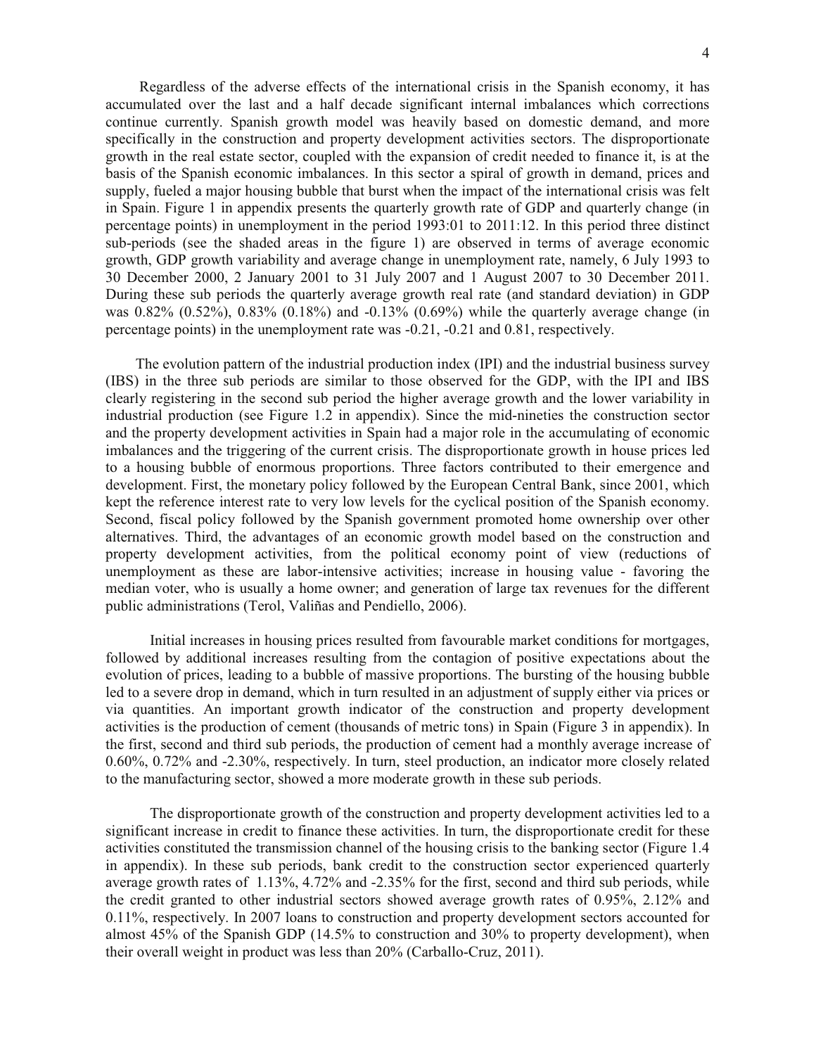Regardless of the adverse effects of the international crisis in the Spanish economy, it has accumulated over the last and a half decade significant internal imbalances which corrections continue currently. Spanish growth model was heavily based on domestic demand, and more specifically in the construction and property development activities sectors. The disproportionate growth in the real estate sector, coupled with the expansion of credit needed to finance it, is at the basis of the Spanish economic imbalances. In this sector a spiral of growth in demand, prices and supply, fueled a major housing bubble that burst when the impact of the international crisis was felt in Spain. Figure 1 in appendix presents the quarterly growth rate of GDP and quarterly change (in percentage points) in unemployment in the period 1993:01 to 2011:12. In this period three distinct sub-periods (see the shaded areas in the figure 1) are observed in terms of average economic growth, GDP growth variability and average change in unemployment rate, namely, 6 July 1993 to 30 December 2000, 2 January 2001 to 31 July 2007 and 1 August 2007 to 30 December 2011. During these sub periods the quarterly average growth real rate (and standard deviation) in GDP was 0.82% (0.52%), 0.83% (0.18%) and -0.13% (0.69%) while the quarterly average change (in percentage points) in the unemployment rate was -0.21, -0.21 and 0.81, respectively.

The evolution pattern of the industrial production index (IPI) and the industrial business survey (IBS) in the three sub periods are similar to those observed for the GDP, with the IPI and IBS clearly registering in the second sub period the higher average growth and the lower variability in industrial production (see Figure 1.2 in appendix). Since the mid-nineties the construction sector and the property development activities in Spain had a major role in the accumulating of economic imbalances and the triggering of the current crisis. The disproportionate growth in house prices led to a housing bubble of enormous proportions. Three factors contributed to their emergence and development. First, the monetary policy followed by the European Central Bank, since 2001, which kept the reference interest rate to very low levels for the cyclical position of the Spanish economy. Second, fiscal policy followed by the Spanish government promoted home ownership over other alternatives. Third, the advantages of an economic growth model based on the construction and property development activities, from the political economy point of view (reductions of unemployment as these are labor-intensive activities; increase in housing value - favoring the median voter, who is usually a home owner; and generation of large tax revenues for the different public administrations (Terol, Valiñas and Pendiello, 2006).

Initial increases in housing prices resulted from favourable market conditions for mortgages, followed by additional increases resulting from the contagion of positive expectations about the evolution of prices, leading to a bubble of massive proportions. The bursting of the housing bubble led to a severe drop in demand, which in turn resulted in an adjustment of supply either via prices or via quantities. An important growth indicator of the construction and property development activities is the production of cement (thousands of metric tons) in Spain (Figure 3 in appendix). In the first, second and third sub periods, the production of cement had a monthly average increase of 0.60%, 0.72% and -2.30%, respectively. In turn, steel production, an indicator more closely related to the manufacturing sector, showed a more moderate growth in these sub periods.

The disproportionate growth of the construction and property development activities led to a significant increase in credit to finance these activities. In turn, the disproportionate credit for these activities constituted the transmission channel of the housing crisis to the banking sector (Figure 1.4 in appendix). In these sub periods, bank credit to the construction sector experienced quarterly average growth rates of 1.13%, 4.72% and -2.35% for the first, second and third sub periods, while the credit granted to other industrial sectors showed average growth rates of 0.95%, 2.12% and 0.11%, respectively. In 2007 loans to construction and property development sectors accounted for almost 45% of the Spanish GDP (14.5% to construction and 30% to property development), when their overall weight in product was less than 20% (Carballo-Cruz, 2011).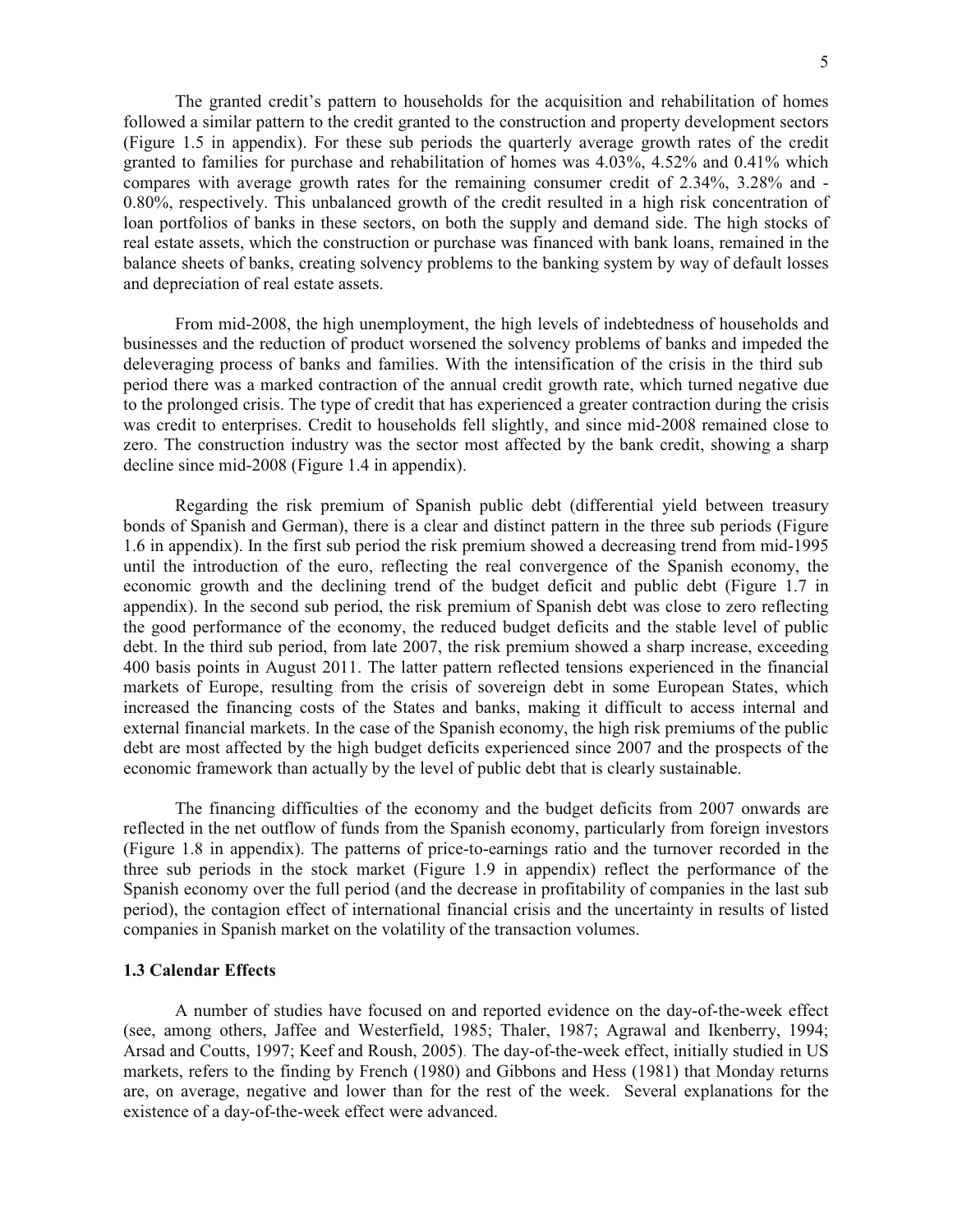The granted credit's pattern to households for the acquisition and rehabilitation of homes followed a similar pattern to the credit granted to the construction and property development sectors (Figure 1.5 in appendix). For these sub periods the quarterly average growth rates of the credit granted to families for purchase and rehabilitation of homes was 4.03%, 4.52% and 0.41% which compares with average growth rates for the remaining consumer credit of 2.34%, 3.28% and -0.80%, respectively. This unbalanced growth of the credit resulted in a high risk concentration of loan portfolios of banks in these sectors, on both the supply and demand side. The high stocks of real estate assets, which the construction or purchase was financed with bank loans, remained in the balance sheets of banks, creating solvency problems to the banking system by way of default losses and depreciation of real estate assets.

From mid-2008, the high unemployment, the high levels of indebtedness of households and businesses and the reduction of product worsened the solvency problems of banks and impeded the deleveraging process of banks and families. With the intensification of the crisis in the third sub period there was a marked contraction of the annual credit growth rate, which turned negative due to the prolonged crisis. The type of credit that has experienced a greater contraction during the crisis was credit to enterprises. Credit to households fell slightly, and since mid-2008 remained close to zero. The construction industry was the sector most affected by the bank credit, showing a sharp decline since mid-2008 (Figure 1.4 in appendix).

Regarding the risk premium of Spanish public debt (differential yield between treasury bonds of Spanish and German), there is a clear and distinct pattern in the three sub periods (Figure 1.6 in appendix). In the first sub period the risk premium showed a decreasing trend from mid-1995 until the introduction of the euro, reflecting the real convergence of the Spanish economy, the economic growth and the declining trend of the budget deficit and public debt (Figure 1.7 in appendix). In the second sub period, the risk premium of Spanish debt was close to zero reflecting the good performance of the economy, the reduced budget deficits and the stable level of public debt. In the third sub period, from late 2007, the risk premium showed a sharp increase, exceeding 400 basis points in August 2011. The latter pattern reflected tensions experienced in the financial markets of Europe, resulting from the crisis of sovereign debt in some European States, which increased the financing costs of the States and banks, making it difficult to access internal and external financial markets. In the case of the Spanish economy, the high risk premiums of the public debt are most affected by the high budget deficits experienced since 2007 and the prospects of the economic framework than actually by the level of public debt that is clearly sustainable.

The financing difficulties of the economy and the budget deficits from 2007 onwards are reflected in the net outflow of funds from the Spanish economy, particularly from foreign investors (Figure 1.8 in appendix). The patterns of price-to-earnings ratio and the turnover recorded in the three sub periods in the stock market (Figure 1.9 in appendix) reflect the performance of the Spanish economy over the full period (and the decrease in profitability of companies in the last sub period), the contagion effect of international financial crisis and the uncertainty in results of listed companies in Spanish market on the volatility of the transaction volumes.

### 1.3 Calendar Effects

A number of studies have focused on and reported evidence on the day-of-the-week effect (see, among others, Jaffee and Westerfield, 1985; Thaler, 1987; Agrawal and Ikenberry, 1994; Arsad and Coutts, 1997; Keef and Roush, 2005). The day-of-the-week effect, initially studied in US markets, refers to the finding by French (1980) and Gibbons and Hess (1981) that Monday returns are, on average, negative and lower than for the rest of the week. Several explanations for the existence of a day-of-the-week effect were advanced.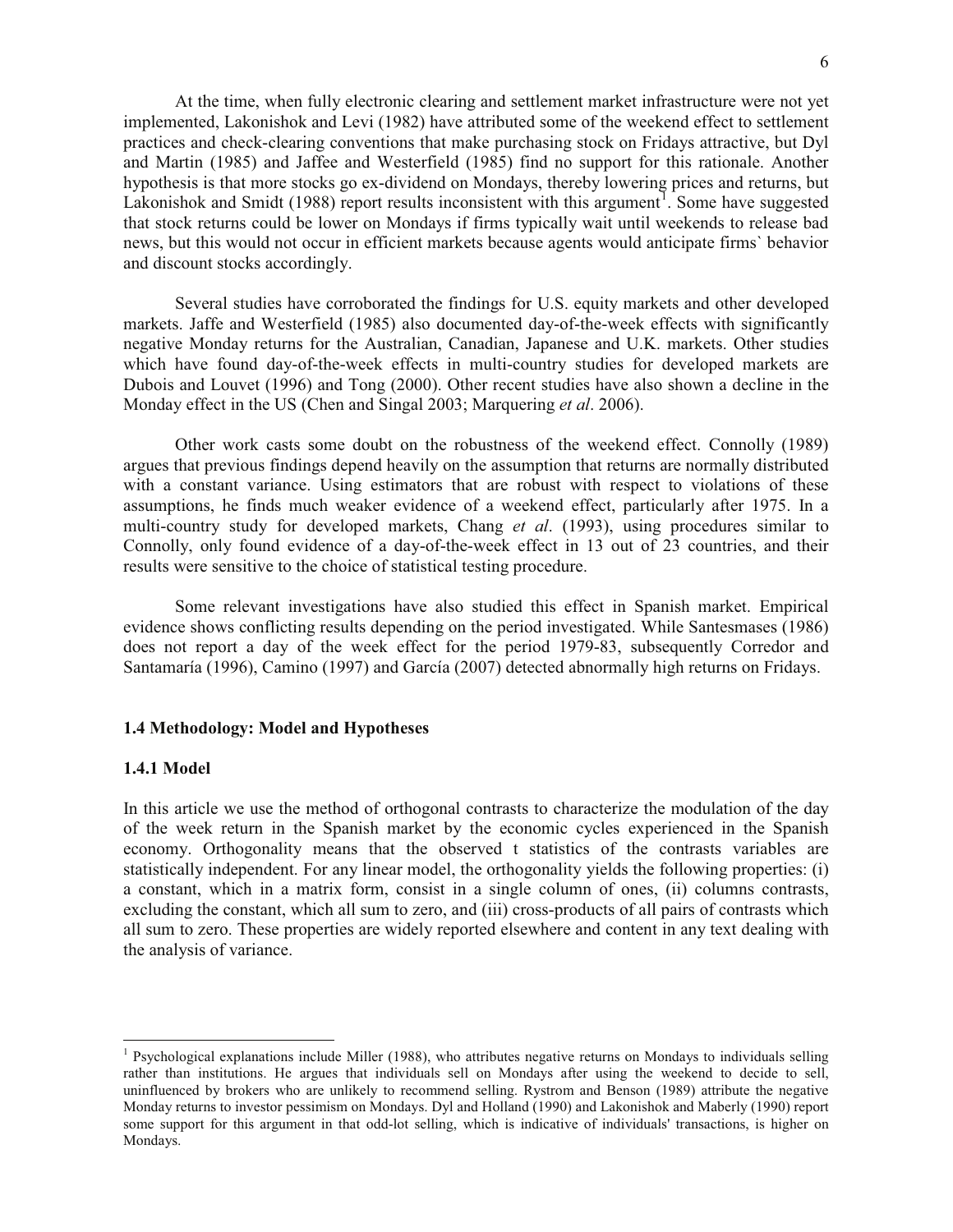At the time, when fully electronic clearing and settlement market infrastructure were not yet implemented, Lakonishok and Levi (1982) have attributed some of the weekend effect to settlement practices and check-clearing conventions that make purchasing stock on Fridays attractive, but Dyl and Martin (1985) and Jaffee and Westerfield (1985) find no support for this rationale. Another hypothesis is that more stocks go ex-dividend on Mondays, thereby lowering prices and returns, but Lakonishok and Smidt (1988) report results inconsistent with this argument[1]. Some have suggested that stock returns could be lower on Mondays if firms typically wait until weekends to release bad news, but this would not occur in efficient markets because agents would anticipate firms` behavior and discount stocks accordingly.

Several studies have corroborated the findings for U.S. equity markets and other developed markets. Jaffe and Westerfield (1985) also documented day-of-the-week effects with significantly negative Monday returns for the Australian, Canadian, Japanese and U.K. markets. Other studies which have found day-of-the-week effects in multi-country studies for developed markets are Dubois and Louvet (1996) and Tong (2000). Other recent studies have also shown a decline in the Monday effect in the US (Chen and Singal 2003; Marquering *et al*. 2006).

Other work casts some doubt on the robustness of the weekend effect. Connolly (1989) argues that previous findings depend heavily on the assumption that returns are normally distributed with a constant variance. Using estimators that are robust with respect to violations of these assumptions, he finds much weaker evidence of a weekend effect, particularly after 1975. In a multi-country study for developed markets, Chang *et al*. (1993), using procedures similar to Connolly, only found evidence of a day-of-the-week effect in 13 out of 23 countries, and their results were sensitive to the choice of statistical testing procedure.

Some relevant investigations have also studied this effect in Spanish market. Empirical evidence shows conflicting results depending on the period investigated. While Santesmases (1986) does not report a day of the week effect for the period 1979-83, subsequently Corredor and Santamaría (1996), Camino (1997) and García (2007) detected abnormally high returns on Fridays.

### 1.4 Methodology: Model and Hypotheses

#### 1.4.1 Model

In this article we use the method of orthogonal contrasts to characterize the modulation of the day of the week return in the Spanish market by the economic cycles experienced in the Spanish economy. Orthogonality means that the observed t statistics of the contrasts variables are statistically independent. For any linear model, the orthogonality yields the following properties: (i) a constant, which in a matrix form, consist in a single column of ones, (ii) columns contrasts, excluding the constant, which all sum to zero, and (iii) cross-products of all pairs of contrasts which all sum to zero. These properties are widely reported elsewhere and content in any text dealing with the analysis of variance.

---

[1] Psychological explanations include Miller (1988), who attributes negative returns on Mondays to individuals selling rather than institutions. He argues that individuals sell on Mondays after using the weekend to decide to sell, uninfluenced by brokers who are unlikely to recommend selling. Rystrom and Benson (1989) attribute the negative Monday returns to investor pessimism on Mondays. Dyl and Holland (1990) and Lakonishok and Maberly (1990) report some support for this argument in that odd-lot selling, which is indicative of individuals' transactions, is higher on Mondays.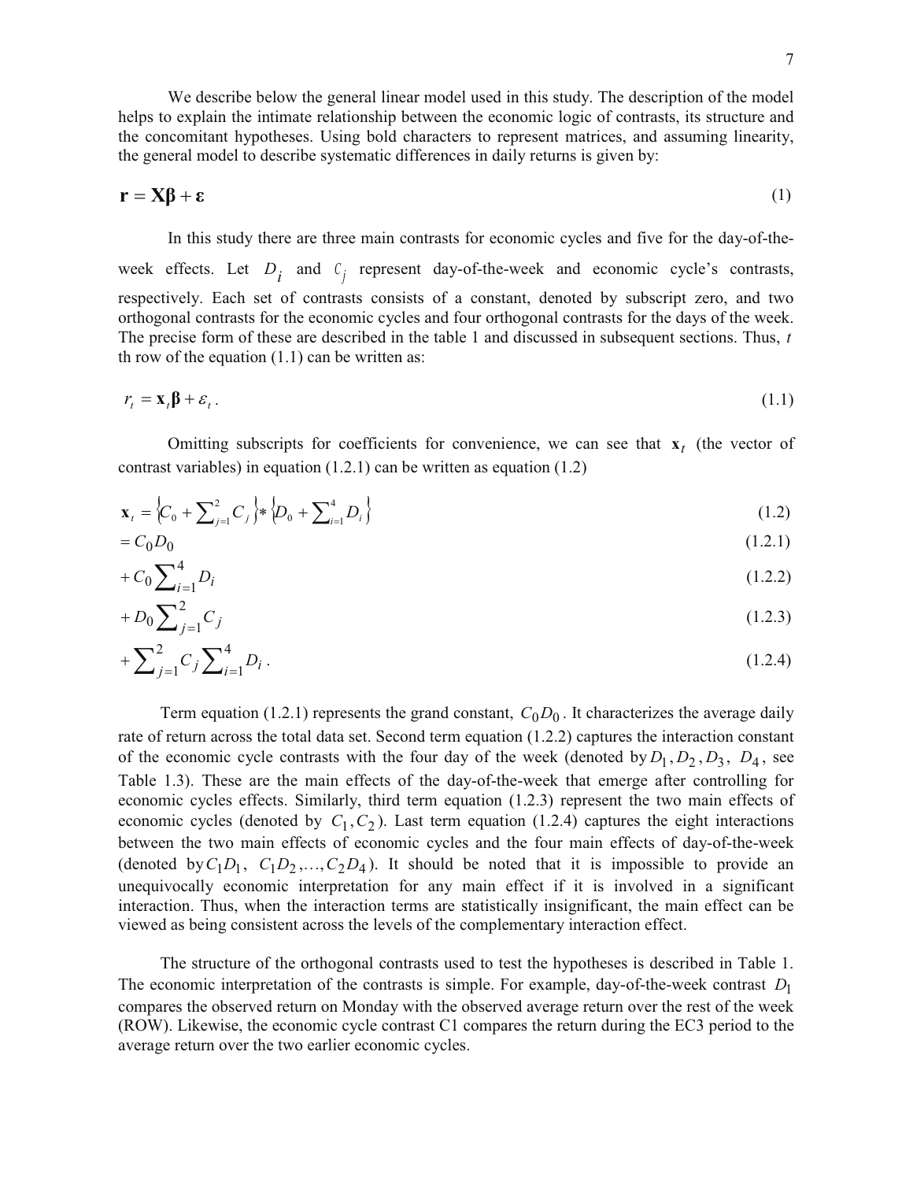We describe below the general linear model used in this study. The description of the model helps to explain the intimate relationship between the economic logic of contrasts, its structure and the concomitant hypotheses. Using bold characters to represent matrices, and assuming linearity, the general model to describe systematic differences in daily returns is given by:

$$\mathbf{r} = \mathbf{X\beta} + \boldsymbol{\varepsilon} \tag{1}$$

In this study there are three main contrasts for economic cycles and five for the day-of-the-week effects. Let $D_i$ and $C_j$ represent day-of-the-week and economic cycle's contrasts, respectively. Each set of contrasts consists of a constant, denoted by subscript zero, and two orthogonal contrasts for the economic cycles and four orthogonal contrasts for the days of the week. The precise form of these are described in the table 1 and discussed in subsequent sections. Thus, $t$ th row of the equation (1.1) can be written as:

$$r_t = \mathbf{x}_t \boldsymbol{\beta} + \varepsilon_t . \tag{1.1}$$

Omitting subscripts for coefficients for convenience, we can see that $\mathbf{x}_t$ (the vector of contrast variables) in equation (1.2.1) can be written as equation (1.2)

$$\mathbf{x}_t = \left\{ C_0 + \sum_{j=1}^{2} C_j \right\} * \left\{ D_0 + \sum_{i=1}^{4} D_i \right\} \tag{1.2}$$

$$= C_0 D_0 \tag{1.2.1}$$

$$+ C_0 \sum_{i=1}^{4} D_i \tag{1.2.2}$$

$$+ D_0 \sum_{j=1}^{2} C_j \tag{1.2.3}$$

$$+ \sum_{j=1}^{2} C_j \sum_{i=1}^{4} D_i . \tag{1.2.4}$$

Term equation (1.2.1) represents the grand constant, $C_0 D_0$. It characterizes the average daily rate of return across the total data set. Second term equation (1.2.2) captures the interaction constant of the economic cycle contrasts with the four day of the week (denoted by $D_1, D_2, D_3, D_4$, see Table 1.3). These are the main effects of the day-of-the-week that emerge after controlling for economic cycles effects. Similarly, third term equation (1.2.3) represent the two main effects of economic cycles (denoted by $C_1, C_2$). Last term equation (1.2.4) captures the eight interactions between the two main effects of economic cycles and the four main effects of day-of-the-week (denoted by $C_1 D_1$, $C_1 D_2, \ldots, C_2 D_4$). It should be noted that it is impossible to provide an unequivocally economic interpretation for any main effect if it is involved in a significant interaction. Thus, when the interaction terms are statistically insignificant, the main effect can be viewed as being consistent across the levels of the complementary interaction effect.

The structure of the orthogonal contrasts used to test the hypotheses is described in Table 1. The economic interpretation of the contrasts is simple. For example, day-of-the-week contrast $D_1$ compares the observed return on Monday with the observed average return over the rest of the week (ROW). Likewise, the economic cycle contrast C1 compares the return during the EC3 period to the average return over the two earlier economic cycles.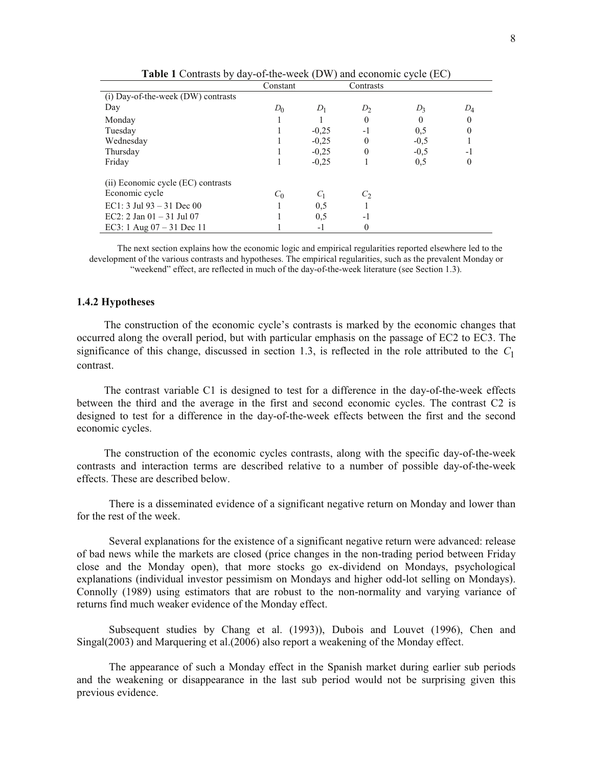**Table 1** Contrasts by day-of-the-week (DW) and economic cycle (EC)

| | Constant | Contrasts | | | |
|---|---|---|---|---|---|
| (i) Day-of-the-week (DW) contrasts | | | | | |
| Day | $D_0$ | $D_1$ | $D_2$ | $D_3$ | $D_4$ |
| Monday | 1 | 1 | 0 | 0 | 0 |
| Tuesday | 1 | -0,25 | -1 | 0,5 | 0 |
| Wednesday | 1 | -0,25 | 0 | -0,5 | 1 |
| Thursday | 1 | -0,25 | 0 | -0,5 | -1 |
| Friday | 1 | -0,25 | 1 | 0,5 | 0 |
| (ii) Economic cycle (EC) contrasts | | | | | |
| Economic cycle | $C_0$ | $C_1$ | $C_2$ | | |
| EC1: 3 Jul 93 – 31 Dec 00 | 1 | 0,5 | 1 | | |
| EC2: 2 Jan 01 – 31 Jul 07 | 1 | 0,5 | -1 | | |
| EC3: 1 Aug 07 – 31 Dec 11 | 1 | -1 | 0 | | |

The next section explains how the economic logic and empirical regularities reported elsewhere led to the development of the various contrasts and hypotheses. The empirical regularities, such as the prevalent Monday or "weekend" effect, are reflected in much of the day-of-the-week literature (see Section 1.3).

### 1.4.2 Hypotheses

The construction of the economic cycle's contrasts is marked by the economic changes that occurred along the overall period, but with particular emphasis on the passage of EC2 to EC3. The significance of this change, discussed in section 1.3, is reflected in the role attributed to the $C_1$ contrast.

The contrast variable C1 is designed to test for a difference in the day-of-the-week effects between the third and the average in the first and second economic cycles. The contrast C2 is designed to test for a difference in the day-of-the-week effects between the first and the second economic cycles.

The construction of the economic cycles contrasts, along with the specific day-of-the-week contrasts and interaction terms are described relative to a number of possible day-of-the-week effects. These are described below.

There is a disseminated evidence of a significant negative return on Monday and lower than for the rest of the week.

Several explanations for the existence of a significant negative return were advanced: release of bad news while the markets are closed (price changes in the non-trading period between Friday close and the Monday open), that more stocks go ex-dividend on Mondays, psychological explanations (individual investor pessimism on Mondays and higher odd-lot selling on Mondays). Connolly (1989) using estimators that are robust to the non-normality and varying variance of returns find much weaker evidence of the Monday effect.

Subsequent studies by Chang et al. (1993)), Dubois and Louvet (1996), Chen and Singal(2003) and Marquering et al.(2006) also report a weakening of the Monday effect.

The appearance of such a Monday effect in the Spanish market during earlier sub periods and the weakening or disappearance in the last sub period would not be surprising given this previous evidence.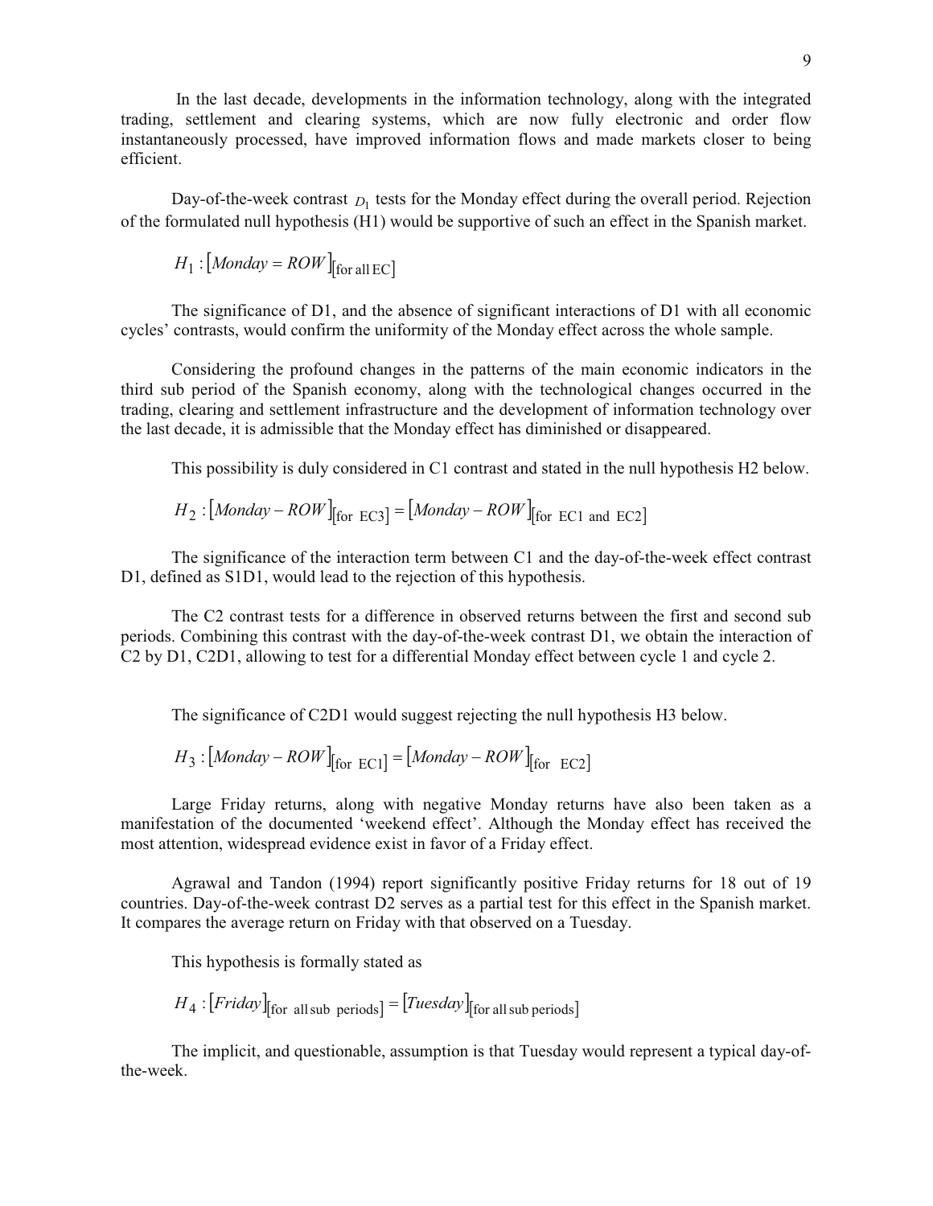In the last decade, developments in the information technology, along with the integrated trading, settlement and clearing systems, which are now fully electronic and order flow instantaneously processed, have improved information flows and made markets closer to being efficient.

Day-of-the-week contrast $D_1$ tests for the Monday effect during the overall period. Rejection of the formulated null hypothesis (H1) would be supportive of such an effect in the Spanish market.

$$H_1 : [Monday = ROW]_{[\text{for all EC}]}$$

The significance of D1, and the absence of significant interactions of D1 with all economic cycles' contrasts, would confirm the uniformity of the Monday effect across the whole sample.

Considering the profound changes in the patterns of the main economic indicators in the third sub period of the Spanish economy, along with the technological changes occurred in the trading, clearing and settlement infrastructure and the development of information technology over the last decade, it is admissible that the Monday effect has diminished or disappeared.

This possibility is duly considered in C1 contrast and stated in the null hypothesis H2 below.

$$H_2 : [Monday - ROW]_{[\text{for EC3}]} = [Monday - ROW]_{[\text{for EC1 and EC2}]}$$

The significance of the interaction term between C1 and the day-of-the-week effect contrast D1, defined as S1D1, would lead to the rejection of this hypothesis.

The C2 contrast tests for a difference in observed returns between the first and second sub periods. Combining this contrast with the day-of-the-week contrast D1, we obtain the interaction of C2 by D1, C2D1, allowing to test for a differential Monday effect between cycle 1 and cycle 2.

The significance of C2D1 would suggest rejecting the null hypothesis H3 below.

$$H_3 : [Monday - ROW]_{[\text{for EC1}]} = [Monday - ROW]_{[\text{for EC2}]}$$

Large Friday returns, along with negative Monday returns have also been taken as a manifestation of the documented 'weekend effect'. Although the Monday effect has received the most attention, widespread evidence exist in favor of a Friday effect.

Agrawal and Tandon (1994) report significantly positive Friday returns for 18 out of 19 countries. Day-of-the-week contrast D2 serves as a partial test for this effect in the Spanish market. It compares the average return on Friday with that observed on a Tuesday.

This hypothesis is formally stated as

$$H_4 : [Friday]_{[\text{for all sub periods}]} = [Tuesday]_{[\text{for all sub periods}]}$$

The implicit, and questionable, assumption is that Tuesday would represent a typical day-of-the-week.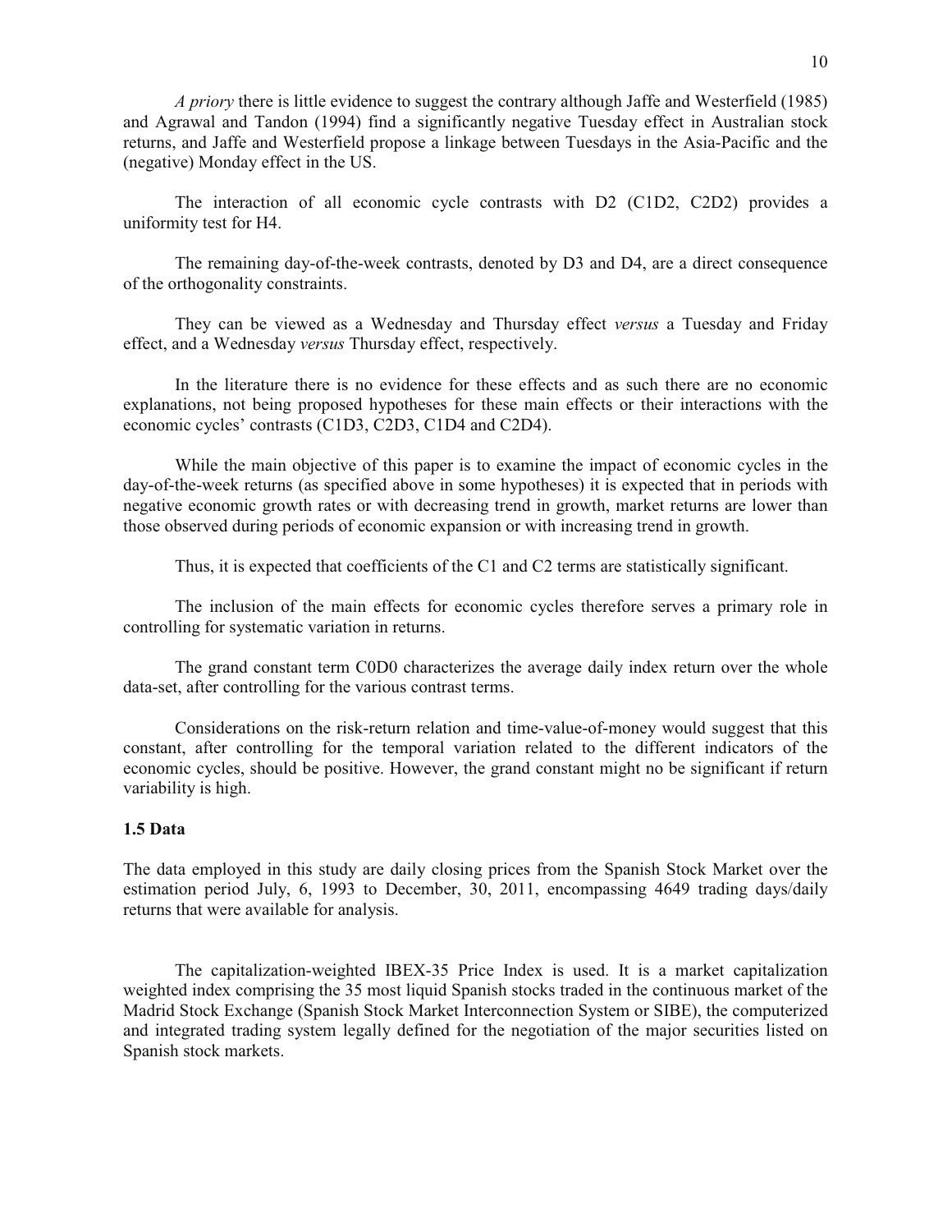*A priory* there is little evidence to suggest the contrary although Jaffe and Westerfield (1985) and Agrawal and Tandon (1994) find a significantly negative Tuesday effect in Australian stock returns, and Jaffe and Westerfield propose a linkage between Tuesdays in the Asia-Pacific and the (negative) Monday effect in the US.

The interaction of all economic cycle contrasts with D2 (C1D2, C2D2) provides a uniformity test for H4.

The remaining day-of-the-week contrasts, denoted by D3 and D4, are a direct consequence of the orthogonality constraints.

They can be viewed as a Wednesday and Thursday effect *versus* a Tuesday and Friday effect, and a Wednesday *versus* Thursday effect, respectively.

In the literature there is no evidence for these effects and as such there are no economic explanations, not being proposed hypotheses for these main effects or their interactions with the economic cycles' contrasts (C1D3, C2D3, C1D4 and C2D4).

While the main objective of this paper is to examine the impact of economic cycles in the day-of-the-week returns (as specified above in some hypotheses) it is expected that in periods with negative economic growth rates or with decreasing trend in growth, market returns are lower than those observed during periods of economic expansion or with increasing trend in growth.

Thus, it is expected that coefficients of the C1 and C2 terms are statistically significant.

The inclusion of the main effects for economic cycles therefore serves a primary role in controlling for systematic variation in returns.

The grand constant term C0D0 characterizes the average daily index return over the whole data-set, after controlling for the various contrast terms.

Considerations on the risk-return relation and time-value-of-money would suggest that this constant, after controlling for the temporal variation related to the different indicators of the economic cycles, should be positive. However, the grand constant might no be significant if return variability is high.

### 1.5 Data

The data employed in this study are daily closing prices from the Spanish Stock Market over the estimation period July, 6, 1993 to December, 30, 2011, encompassing 4649 trading days/daily returns that were available for analysis.

The capitalization-weighted IBEX-35 Price Index is used. It is a market capitalization weighted index comprising the 35 most liquid Spanish stocks traded in the continuous market of the Madrid Stock Exchange (Spanish Stock Market Interconnection System or SIBE), the computerized and integrated trading system legally defined for the negotiation of the major securities listed on Spanish stock markets.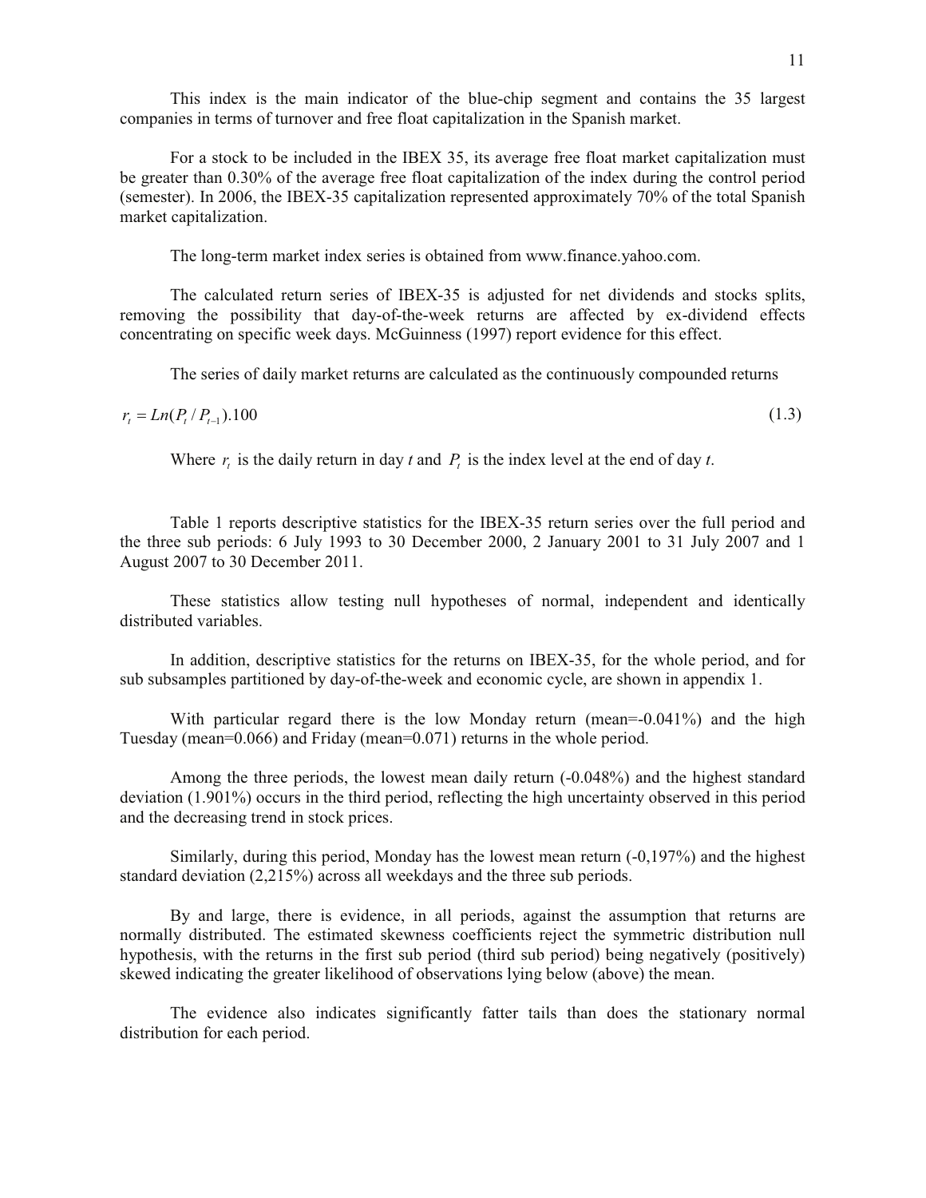This index is the main indicator of the blue-chip segment and contains the 35 largest companies in terms of turnover and free float capitalization in the Spanish market.

For a stock to be included in the IBEX 35, its average free float market capitalization must be greater than 0.30% of the average free float capitalization of the index during the control period (semester). In 2006, the IBEX-35 capitalization represented approximately 70% of the total Spanish market capitalization.

The long-term market index series is obtained from www.finance.yahoo.com.

The calculated return series of IBEX-35 is adjusted for net dividends and stocks splits, removing the possibility that day-of-the-week returns are affected by ex-dividend effects concentrating on specific week days. McGuinness (1997) report evidence for this effect.

The series of daily market returns are calculated as the continuously compounded returns

$$r_t = Ln(P_t / P_{t-1}).100 \tag{1.3}$$

Where $r_t$ is the daily return in day *t* and $P_t$ is the index level at the end of day *t*.

Table 1 reports descriptive statistics for the IBEX-35 return series over the full period and the three sub periods: 6 July 1993 to 30 December 2000, 2 January 2001 to 31 July 2007 and 1 August 2007 to 30 December 2011.

These statistics allow testing null hypotheses of normal, independent and identically distributed variables.

In addition, descriptive statistics for the returns on IBEX-35, for the whole period, and for sub subsamples partitioned by day-of-the-week and economic cycle, are shown in appendix 1.

With particular regard there is the low Monday return (mean=-0.041%) and the high Tuesday (mean=0.066) and Friday (mean=0.071) returns in the whole period.

Among the three periods, the lowest mean daily return (-0.048%) and the highest standard deviation (1.901%) occurs in the third period, reflecting the high uncertainty observed in this period and the decreasing trend in stock prices.

Similarly, during this period, Monday has the lowest mean return (-0,197%) and the highest standard deviation (2,215%) across all weekdays and the three sub periods.

By and large, there is evidence, in all periods, against the assumption that returns are normally distributed. The estimated skewness coefficients reject the symmetric distribution null hypothesis, with the returns in the first sub period (third sub period) being negatively (positively) skewed indicating the greater likelihood of observations lying below (above) the mean.

The evidence also indicates significantly fatter tails than does the stationary normal distribution for each period.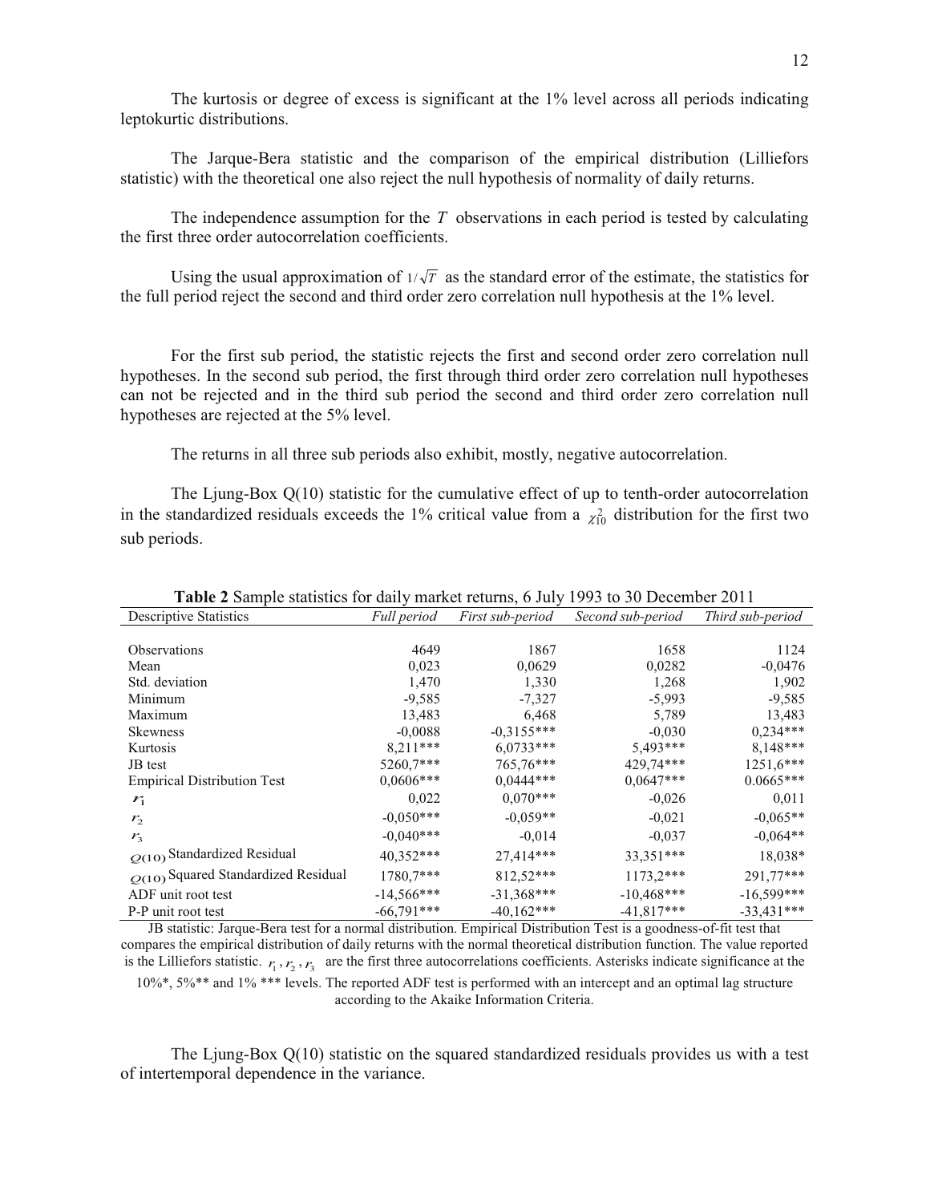The kurtosis or degree of excess is significant at the 1% level across all periods indicating leptokurtic distributions.

The Jarque-Bera statistic and the comparison of the empirical distribution (Lilliefors statistic) with the theoretical one also reject the null hypothesis of normality of daily returns.

The independence assumption for the $T$ observations in each period is tested by calculating the first three order autocorrelation coefficients.

Using the usual approximation of $1/\sqrt{T}$ as the standard error of the estimate, the statistics for the full period reject the second and third order zero correlation null hypothesis at the 1% level.

For the first sub period, the statistic rejects the first and second order zero correlation null hypotheses. In the second sub period, the first through third order zero correlation null hypotheses can not be rejected and in the third sub period the second and third order zero correlation null hypotheses are rejected at the 5% level.

The returns in all three sub periods also exhibit, mostly, negative autocorrelation.

The Ljung-Box Q(10) statistic for the cumulative effect of up to tenth-order autocorrelation in the standardized residuals exceeds the 1% critical value from a $\chi^2_{10}$ distribution for the first two sub periods.

**Table 2** Sample statistics for daily market returns, 6 July 1993 to 30 December 2011

| Descriptive Statistics | *Full period* | *First sub-period* | *Second sub-period* | *Third sub-period* |
|---|---|---|---|---|
| Observations | 4649 | 1867 | 1658 | 1124 |
| Mean | 0,023 | 0,0629 | 0,0282 | -0,0476 |
| Std. deviation | 1,470 | 1,330 | 1,268 | 1,902 |
| Minimum | -9,585 | -7,327 | -5,993 | -9,585 |
| Maximum | 13,483 | 6,468 | 5,789 | 13,483 |
| Skewness | -0,0088 | -0,3155*** | -0,030 | 0,234*** |
| Kurtosis | 8,211*** | 6,0733*** | 5,493*** | 8,148*** |
| JB test | 5260,7*** | 765,76*** | 429,74*** | 1251,6*** |
| Empirical Distribution Test | 0,0606*** | 0,0444*** | 0,0647*** | 0.0665*** |
| $r_1$ | 0,022 | 0,070*** | -0,026 | 0,011 |
| $r_2$ | -0,050*** | -0,059** | -0,021 | -0,065** |
| $r_3$ | -0,040*** | -0,014 | -0,037 | -0,064** |
| $Q(10)$ Standardized Residual | 40,352*** | 27,414*** | 33,351*** | 18,038* |
| $Q(10)$ Squared Standardized Residual | 1780,7*** | 812,52*** | 1173,2*** | 291,77*** |
| ADF unit root test | -14,566*** | -31,368*** | -10,468*** | -16,599*** |
| P-P unit root test | -66,791*** | -40,162*** | -41,817*** | -33,431*** |

JB statistic: Jarque-Bera test for a normal distribution. Empirical Distribution Test is a goodness-of-fit test that compares the empirical distribution of daily returns with the normal theoretical distribution function. The value reported is the Lilliefors statistic. $r_1, r_2, r_3$ are the first three autocorrelations coefficients. Asterisks indicate significance at the 10%*, 5%** and 1% *** levels. The reported ADF test is performed with an intercept and an optimal lag structure according to the Akaike Information Criteria.

The Ljung-Box Q(10) statistic on the squared standardized residuals provides us with a test of intertemporal dependence in the variance.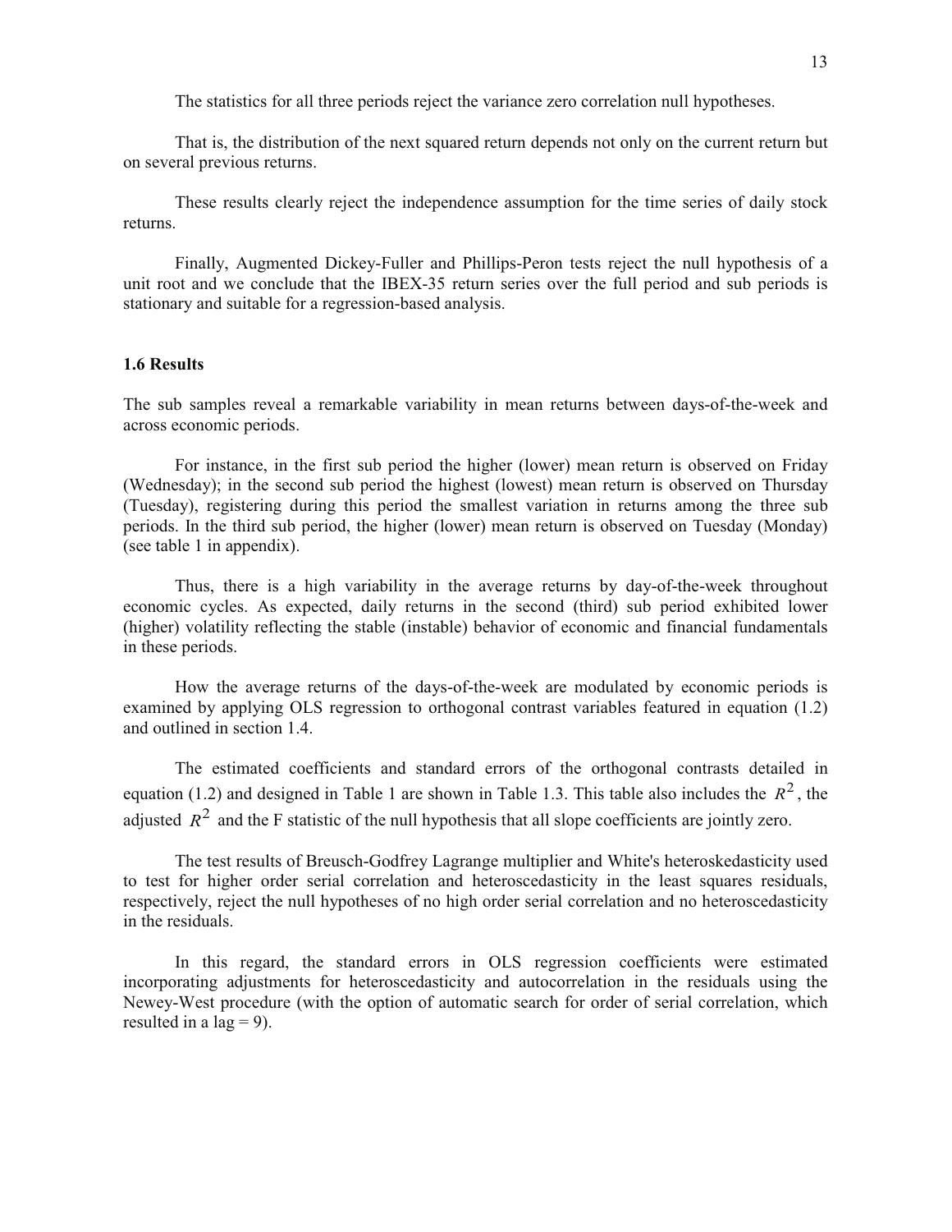The statistics for all three periods reject the variance zero correlation null hypotheses.

That is, the distribution of the next squared return depends not only on the current return but on several previous returns.

These results clearly reject the independence assumption for the time series of daily stock returns.

Finally, Augmented Dickey-Fuller and Phillips-Peron tests reject the null hypothesis of a unit root and we conclude that the IBEX-35 return series over the full period and sub periods is stationary and suitable for a regression-based analysis.

### 1.6 Results

The sub samples reveal a remarkable variability in mean returns between days-of-the-week and across economic periods.

For instance, in the first sub period the higher (lower) mean return is observed on Friday (Wednesday); in the second sub period the highest (lowest) mean return is observed on Thursday (Tuesday), registering during this period the smallest variation in returns among the three sub periods. In the third sub period, the higher (lower) mean return is observed on Tuesday (Monday) (see table 1 in appendix).

Thus, there is a high variability in the average returns by day-of-the-week throughout economic cycles. As expected, daily returns in the second (third) sub period exhibited lower (higher) volatility reflecting the stable (instable) behavior of economic and financial fundamentals in these periods.

How the average returns of the days-of-the-week are modulated by economic periods is examined by applying OLS regression to orthogonal contrast variables featured in equation (1.2) and outlined in section 1.4.

The estimated coefficients and standard errors of the orthogonal contrasts detailed in equation (1.2) and designed in Table 1 are shown in Table 1.3. This table also includes the $R^2$, the adjusted $R^2$ and the F statistic of the null hypothesis that all slope coefficients are jointly zero.

The test results of Breusch-Godfrey Lagrange multiplier and White's heteroskedasticity used to test for higher order serial correlation and heteroscedasticity in the least squares residuals, respectively, reject the null hypotheses of no high order serial correlation and no heteroscedasticity in the residuals.

In this regard, the standard errors in OLS regression coefficients were estimated incorporating adjustments for heteroscedasticity and autocorrelation in the residuals using the Newey-West procedure (with the option of automatic search for order of serial correlation, which resulted in a lag = 9).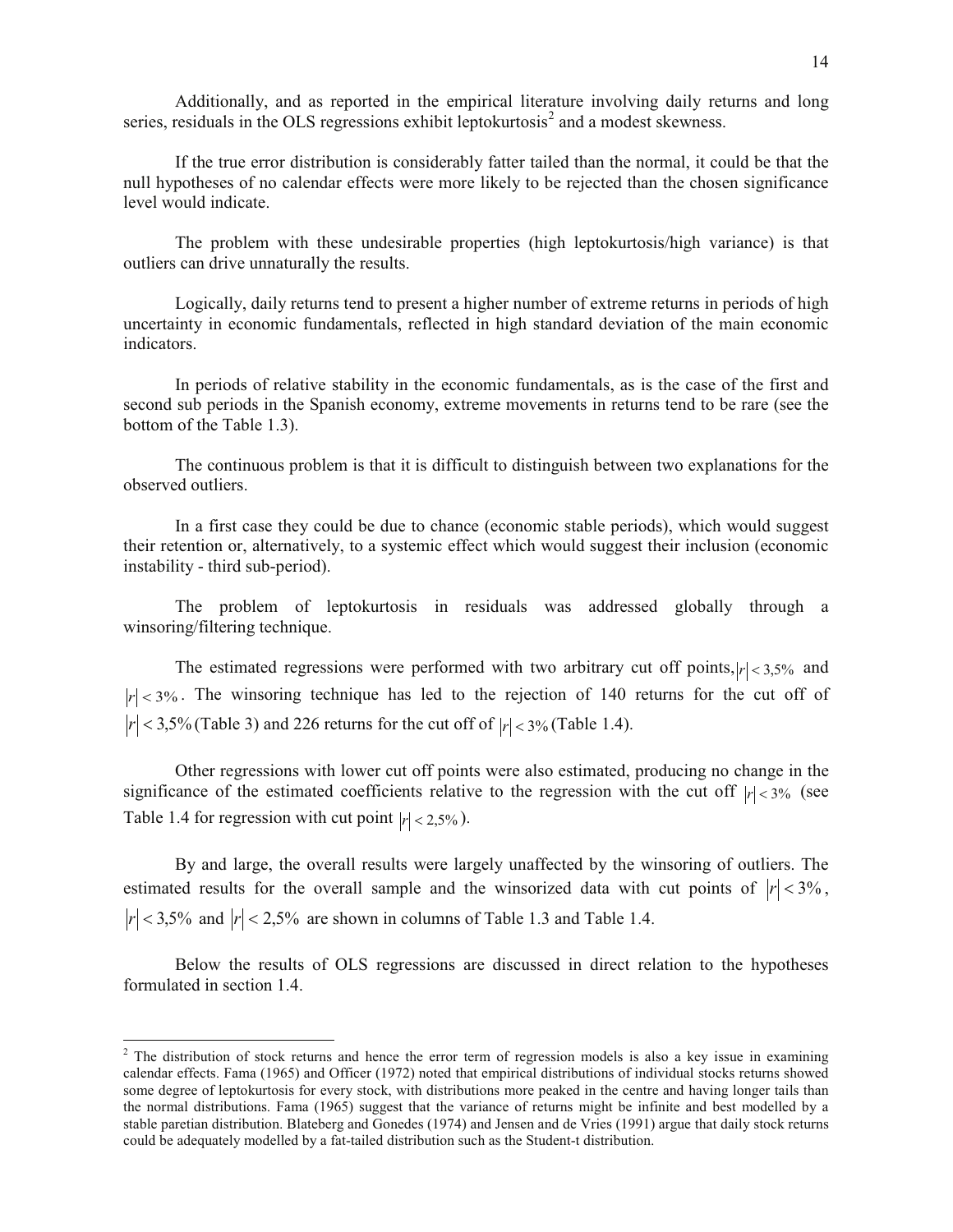Additionally, and as reported in the empirical literature involving daily returns and long series, residuals in the OLS regressions exhibit leptokurtosis[2] and a modest skewness.

If the true error distribution is considerably fatter tailed than the normal, it could be that the null hypotheses of no calendar effects were more likely to be rejected than the chosen significance level would indicate.

The problem with these undesirable properties (high leptokurtosis/high variance) is that outliers can drive unnaturally the results.

Logically, daily returns tend to present a higher number of extreme returns in periods of high uncertainty in economic fundamentals, reflected in high standard deviation of the main economic indicators.

In periods of relative stability in the economic fundamentals, as is the case of the first and second sub periods in the Spanish economy, extreme movements in returns tend to be rare (see the bottom of the Table 1.3).

The continuous problem is that it is difficult to distinguish between two explanations for the observed outliers.

In a first case they could be due to chance (economic stable periods), which would suggest their retention or, alternatively, to a systemic effect which would suggest their inclusion (economic instability - third sub-period).

The problem of leptokurtosis in residuals was addressed globally through a winsoring/filtering technique.

The estimated regressions were performed with two arbitrary cut off points, $|r| < 3{,}5\%$ and $|r| < 3\%$. The winsoring technique has led to the rejection of 140 returns for the cut off of $|r| < 3{,}5\%$ (Table 3) and 226 returns for the cut off of $|r| < 3\%$ (Table 1.4).

Other regressions with lower cut off points were also estimated, producing no change in the significance of the estimated coefficients relative to the regression with the cut off $|r| < 3\%$ (see Table 1.4 for regression with cut point $|r| < 2{,}5\%$).

By and large, the overall results were largely unaffected by the winsoring of outliers. The estimated results for the overall sample and the winsorized data with cut points of $|r| < 3\%$, $|r| < 3{,}5\%$ and $|r| < 2{,}5\%$ are shown in columns of Table 1.3 and Table 1.4.

Below the results of OLS regressions are discussed in direct relation to the hypotheses formulated in section 1.4.

---

[2] The distribution of stock returns and hence the error term of regression models is also a key issue in examining calendar effects. Fama (1965) and Officer (1972) noted that empirical distributions of individual stocks returns showed some degree of leptokurtosis for every stock, with distributions more peaked in the centre and having longer tails than the normal distributions. Fama (1965) suggest that the variance of returns might be infinite and best modelled by a stable paretian distribution. Blateberg and Gonedes (1974) and Jensen and de Vries (1991) argue that daily stock returns could be adequately modelled by a fat-tailed distribution such as the Student-t distribution.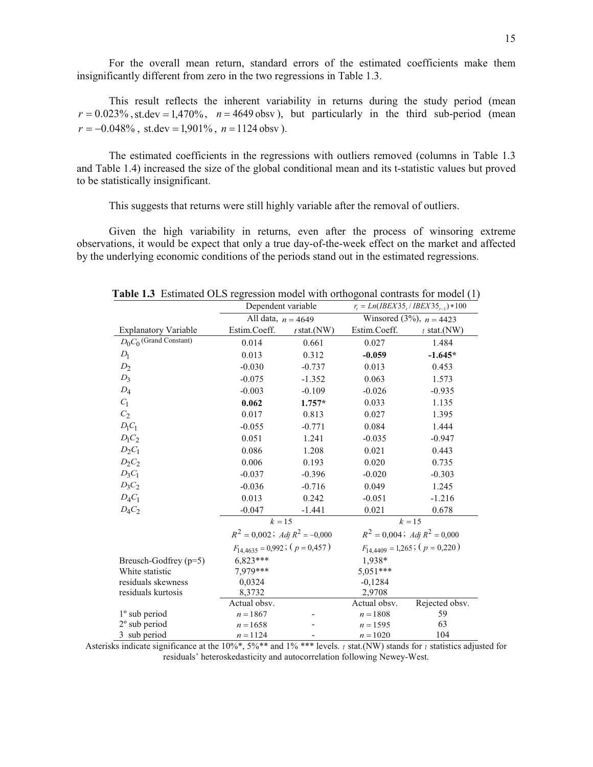For the overall mean return, standard errors of the estimated coefficients make them insignificantly different from zero in the two regressions in Table 1.3.

This result reflects the inherent variability in returns during the study period (mean $r = 0.023\%$, st.dev $= 1{,}470\%$, $n = 4649$ obsv), but particularly in the third sub-period (mean $r = -0.048\%$, st.dev $= 1{,}901\%$, $n = 1124$ obsv).

The estimated coefficients in the regressions with outliers removed (columns in Table 1.3 and Table 1.4) increased the size of the global conditional mean and its t-statistic values but proved to be statistically insignificant.

This suggests that returns were still highly variable after the removal of outliers.

Given the high variability in returns, even after the process of winsoring extreme observations, it would be expect that only a true day-of-the-week effect on the market and affected by the underlying economic conditions of the periods stand out in the estimated regressions.

**Table 1.3** Estimated OLS regression model with orthogonal contrasts for model (1)

| | Dependent variable | | $r_t = Ln(IBEX35_t / IBEX35_{t-1}) * 100$ | |
|---|---|---|---|---|
| | All data, $n = 4649$ | | Winsored (3%), $n = 4423$ | |
| Explanatory Variable | Estim.Coeff. | $t$ stat.(NW) | Estim.Coeff. | $t$ stat.(NW) |
| $D_0C_0$ (Grand Constant) | 0.014 | 0.661 | 0.027 | 1.484 |
| $D_1$ | 0.013 | 0.312 | **-0.059** | **-1.645*** |
| $D_2$ | -0.030 | -0.737 | 0.013 | 0.453 |
| $D_3$ | -0.075 | -1.352 | 0.063 | 1.573 |
| $D_4$ | -0.003 | -0.109 | -0.026 | -0.935 |
| $C_1$ | **0.062** | **1.757*** | 0.033 | 1.135 |
| $C_2$ | 0.017 | 0.813 | 0.027 | 1.395 |
| $D_1C_1$ | -0.055 | -0.771 | 0.084 | 1.444 |
| $D_1C_2$ | 0.051 | 1.241 | -0.035 | -0.947 |
| $D_2C_1$ | 0.086 | 1.208 | 0.021 | 0.443 |
| $D_2C_2$ | 0.006 | 0.193 | 0.020 | 0.735 |
| $D_3C_1$ | -0.037 | -0.396 | -0.020 | -0.303 |
| $D_3C_2$ | -0.036 | -0.716 | 0.049 | 1.245 |
| $D_4C_1$ | 0.013 | 0.242 | -0.051 | -1.216 |
| $D_4C_2$ | -0.047 | -1.441 | 0.021 | 0.678 |
| | $k = 15$ | | $k = 15$ | |
| | $R^2 = 0{,}002$; $Adj\ R^2 = -0{,}000$ | | $R^2 = 0{,}004$; $Adj\ R^2 = 0{,}000$ | |
| | $F_{14,4635} = 0{,}992$; ($p = 0{,}457$) | | $F_{14,4409} = 1{,}265$; ($p = 0{,}220$) | |
| Breusch-Godfrey (p=5) | 6,823*** | | 1,938* | |
| White statistic | 7,979*** | | 5,051*** | |
| residuals skewness | 0,0324 | | -0,1284 | |
| residuals kurtosis | 8,3732 | | 2,9708 | |
| | Actual obsv. | | Actual obsv. | Rejected obsv. |
| 1º sub period | $n = 1867$ | - | $n = 1808$ | 59 |
| 2º sub period | $n = 1658$ | - | $n = 1595$ | 63 |
| 3 sub period | $n = 1124$ | - | $n = 1020$ | 104 |

Asterisks indicate significance at the 10%*, 5%** and 1% *** levels. $t$ stat.(NW) stands for $t$ statistics adjusted for residuals' heteroskedasticity and autocorrelation following Newey-West.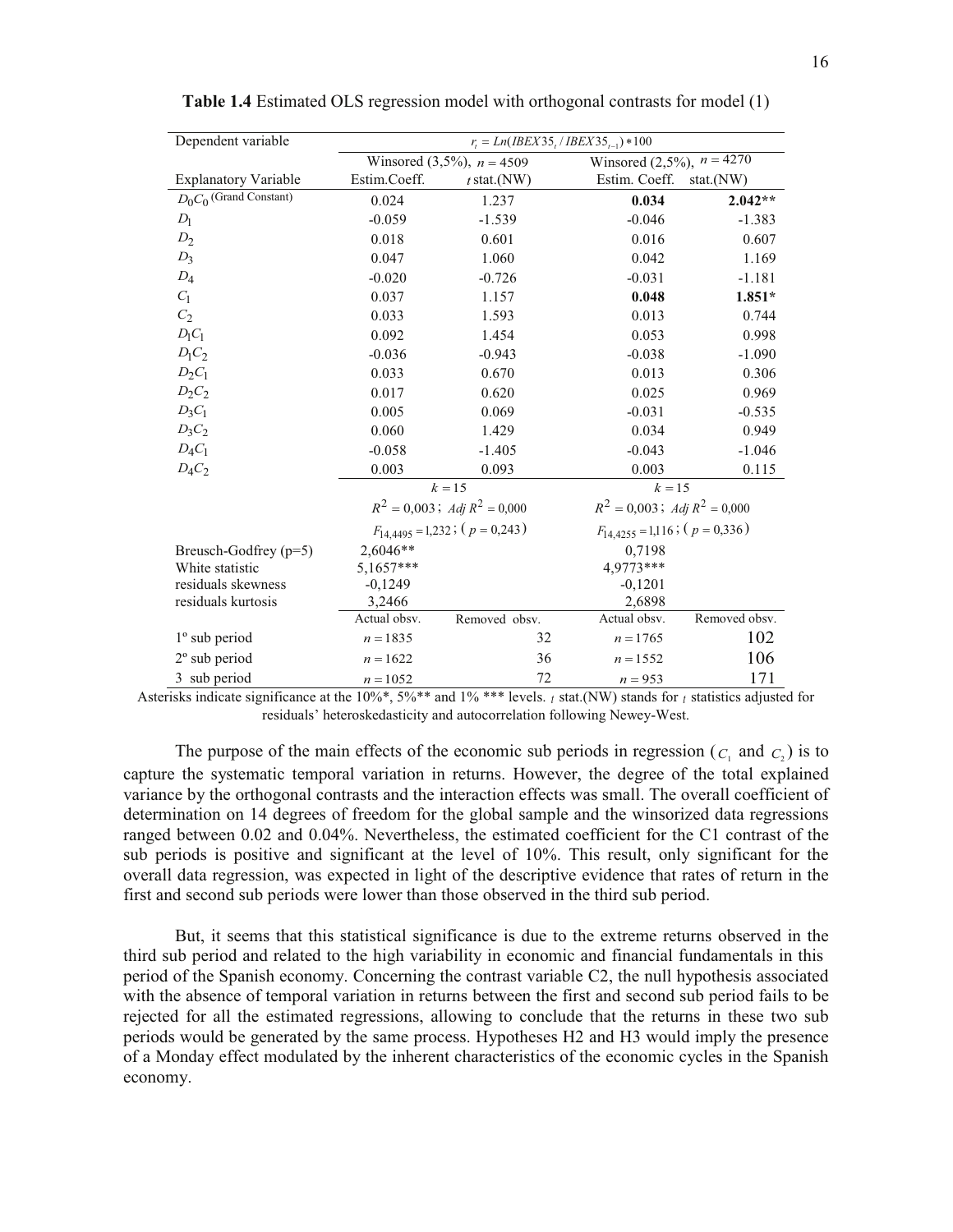**Table 1.4** Estimated OLS regression model with orthogonal contrasts for model (1)

| Dependent variable | $r_t = Ln(IBEX35_t / IBEX35_{t-1}) * 100$ | | | |
|---|---|---|---|---|
| | Winsored (3,5%), $n = 4509$ | | Winsored (2,5%), $n = 4270$ | |
| Explanatory Variable | Estim.Coeff. | $t$ stat.(NW) | Estim. Coeff. | stat.(NW) |
| $D_0C_0$ (Grand Constant) | 0.024 | 1.237 | **0.034** | **2.042\*\*** |
| $D_1$ | -0.059 | -1.539 | -0.046 | -1.383 |
| $D_2$ | 0.018 | 0.601 | 0.016 | 0.607 |
| $D_3$ | 0.047 | 1.060 | 0.042 | 1.169 |
| $D_4$ | -0.020 | -0.726 | -0.031 | -1.181 |
| $C_1$ | 0.037 | 1.157 | **0.048** | **1.851\*** |
| $C_2$ | 0.033 | 1.593 | 0.013 | 0.744 |
| $D_1C_1$ | 0.092 | 1.454 | 0.053 | 0.998 |
| $D_1C_2$ | -0.036 | -0.943 | -0.038 | -1.090 |
| $D_2C_1$ | 0.033 | 0.670 | 0.013 | 0.306 |
| $D_2C_2$ | 0.017 | 0.620 | 0.025 | 0.969 |
| $D_3C_1$ | 0.005 | 0.069 | -0.031 | -0.535 |
| $D_3C_2$ | 0.060 | 1.429 | 0.034 | 0.949 |
| $D_4C_1$ | -0.058 | -1.405 | -0.043 | -1.046 |
| $D_4C_2$ | 0.003 | 0.093 | 0.003 | 0.115 |
| | $k = 15$ | | $k = 15$ | |
| | $R^2 = 0,003$; $Adj\ R^2 = 0,000$ | | $R^2 = 0,003$; $Adj\ R^2 = 0,000$ | |
| | $F_{14,4495} = 1,232$; ($p = 0,243$) | | $F_{14,4255} = 1,116$; ($p = 0,336$) | |
| Breusch-Godfrey (p=5) | 2,6046\*\* | | 0,7198 | |
| White statistic | 5,1657\*\*\* | | 4,9773\*\*\* | |
| residuals skewness | -0,1249 | | -0,1201 | |
| residuals kurtosis | 3,2466 | | 2,6898 | |
| | Actual obsv. | Removed obsv. | Actual obsv. | Removed obsv. |
| 1º sub period | $n = 1835$ | 32 | $n = 1765$ | 102 |
| 2º sub period | $n = 1622$ | 36 | $n = 1552$ | 106 |
| 3 sub period | $n = 1052$ | 72 | $n = 953$ | 171 |

Asterisks indicate significance at the 10%\*, 5%\*\* and 1% \*\*\* levels. $t$ stat.(NW) stands for $t$ statistics adjusted for residuals' heteroskedasticity and autocorrelation following Newey-West.

The purpose of the main effects of the economic sub periods in regression ($C_1$ and $C_2$) is to capture the systematic temporal variation in returns. However, the degree of the total explained variance by the orthogonal contrasts and the interaction effects was small. The overall coefficient of determination on 14 degrees of freedom for the global sample and the winsorized data regressions ranged between 0.02 and 0.04%. Nevertheless, the estimated coefficient for the C1 contrast of the sub periods is positive and significant at the level of 10%. This result, only significant for the overall data regression, was expected in light of the descriptive evidence that rates of return in the first and second sub periods were lower than those observed in the third sub period.

But, it seems that this statistical significance is due to the extreme returns observed in the third sub period and related to the high variability in economic and financial fundamentals in this period of the Spanish economy. Concerning the contrast variable C2, the null hypothesis associated with the absence of temporal variation in returns between the first and second sub period fails to be rejected for all the estimated regressions, allowing to conclude that the returns in these two sub periods would be generated by the same process. Hypotheses H2 and H3 would imply the presence of a Monday effect modulated by the inherent characteristics of the economic cycles in the Spanish economy.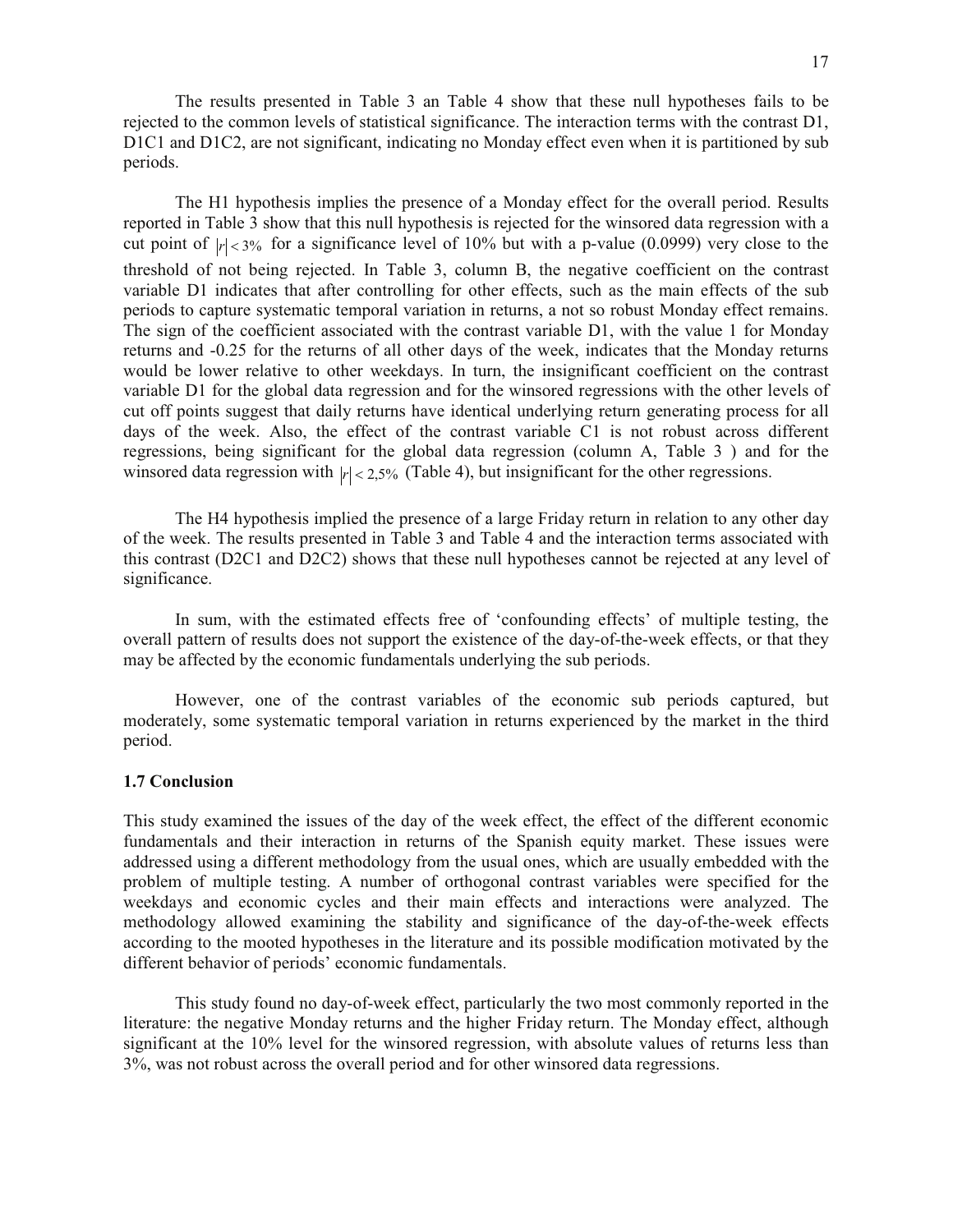The results presented in Table 3 an Table 4 show that these null hypotheses fails to be rejected to the common levels of statistical significance. The interaction terms with the contrast D1, D1C1 and D1C2, are not significant, indicating no Monday effect even when it is partitioned by sub periods.

The H1 hypothesis implies the presence of a Monday effect for the overall period. Results reported in Table 3 show that this null hypothesis is rejected for the winsored data regression with a cut point of $|r| < 3\%$ for a significance level of 10% but with a p-value (0.0999) very close to the threshold of not being rejected. In Table 3, column B, the negative coefficient on the contrast variable D1 indicates that after controlling for other effects, such as the main effects of the sub periods to capture systematic temporal variation in returns, a not so robust Monday effect remains. The sign of the coefficient associated with the contrast variable D1, with the value 1 for Monday returns and -0.25 for the returns of all other days of the week, indicates that the Monday returns would be lower relative to other weekdays. In turn, the insignificant coefficient on the contrast variable D1 for the global data regression and for the winsored regressions with the other levels of cut off points suggest that daily returns have identical underlying return generating process for all days of the week. Also, the effect of the contrast variable C1 is not robust across different regressions, being significant for the global data regression (column A, Table 3 ) and for the winsored data regression with $|r| < 2{,}5\%$ (Table 4), but insignificant for the other regressions.

The H4 hypothesis implied the presence of a large Friday return in relation to any other day of the week. The results presented in Table 3 and Table 4 and the interaction terms associated with this contrast (D2C1 and D2C2) shows that these null hypotheses cannot be rejected at any level of significance.

In sum, with the estimated effects free of 'confounding effects' of multiple testing, the overall pattern of results does not support the existence of the day-of-the-week effects, or that they may be affected by the economic fundamentals underlying the sub periods.

However, one of the contrast variables of the economic sub periods captured, but moderately, some systematic temporal variation in returns experienced by the market in the third period.

### 1.7 Conclusion

This study examined the issues of the day of the week effect, the effect of the different economic fundamentals and their interaction in returns of the Spanish equity market. These issues were addressed using a different methodology from the usual ones, which are usually embedded with the problem of multiple testing. A number of orthogonal contrast variables were specified for the weekdays and economic cycles and their main effects and interactions were analyzed. The methodology allowed examining the stability and significance of the day-of-the-week effects according to the mooted hypotheses in the literature and its possible modification motivated by the different behavior of periods' economic fundamentals.

This study found no day-of-week effect, particularly the two most commonly reported in the literature: the negative Monday returns and the higher Friday return. The Monday effect, although significant at the 10% level for the winsored regression, with absolute values of returns less than 3%, was not robust across the overall period and for other winsored data regressions.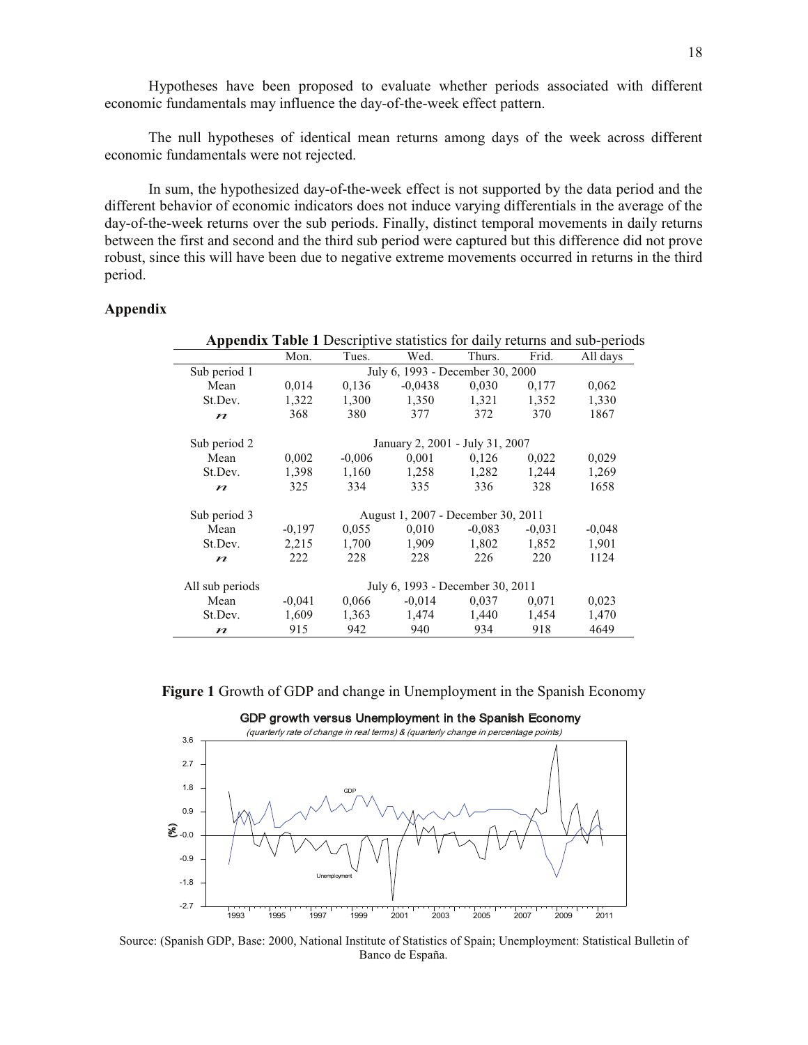Hypotheses have been proposed to evaluate whether periods associated with different economic fundamentals may influence the day-of-the-week effect pattern.

The null hypotheses of identical mean returns among days of the week across different economic fundamentals were not rejected.

In sum, the hypothesized day-of-the-week effect is not supported by the data period and the different behavior of economic indicators does not induce varying differentials in the average of the day-of-the-week returns over the sub periods. Finally, distinct temporal movements in daily returns between the first and second and the third sub period were captured but this difference did not prove robust, since this will have been due to negative extreme movements occurred in returns in the third period.

## Appendix

**Appendix Table 1** Descriptive statistics for daily returns and sub-periods

| | Mon. | Tues. | Wed. | Thurs. | Frid. | All days |
|---|---|---|---|---|---|---|
| Sub period 1 | July 6, 1993 - December 30, 2000 | | | | | |
| Mean | 0,014 | 0,136 | -0,0438 | 0,030 | 0,177 | 0,062 |
| St.Dev. | 1,322 | 1,300 | 1,350 | 1,321 | 1,352 | 1,330 |
| $n$ | 368 | 380 | 377 | 372 | 370 | 1867 |
| Sub period 2 | January 2, 2001 - July 31, 2007 | | | | | |
| Mean | 0,002 | -0,006 | 0,001 | 0,126 | 0,022 | 0,029 |
| St.Dev. | 1,398 | 1,160 | 1,258 | 1,282 | 1,244 | 1,269 |
| $n$ | 325 | 334 | 335 | 336 | 328 | 1658 |
| Sub period 3 | August 1, 2007 - December 30, 2011 | | | | | |
| Mean | -0,197 | 0,055 | 0,010 | -0,083 | -0,031 | -0,048 |
| St.Dev. | 2,215 | 1,700 | 1,909 | 1,802 | 1,852 | 1,901 |
| $n$ | 222 | 228 | 228 | 226 | 220 | 1124 |
| All sub periods | July 6, 1993 - December 30, 2011 | | | | | |
| Mean | -0,041 | 0,066 | -0,014 | 0,037 | 0,071 | 0,023 |
| St.Dev. | 1,609 | 1,363 | 1,474 | 1,440 | 1,454 | 1,470 |
| $n$ | 915 | 942 | 940 | 934 | 918 | 4649 |

**Figure 1** Growth of GDP and change in Unemployment in the Spanish Economy

Source: (Spanish GDP, Base: 2000, National Institute of Statistics of Spain; Unemployment: Statistical Bulletin of Banco de España.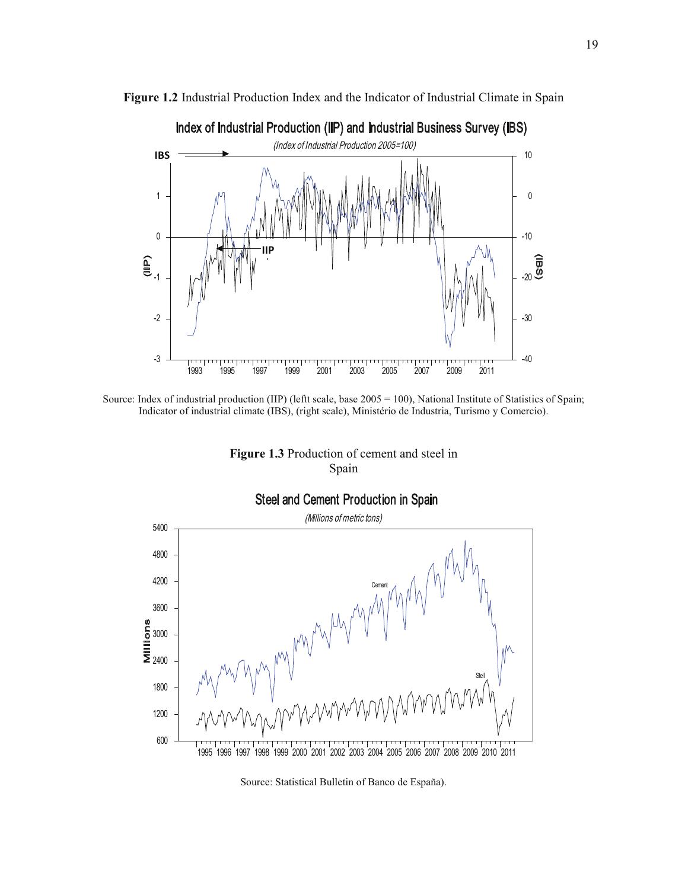**Figure 1.2** Industrial Production Index and the Indicator of Industrial Climate in Spain

Source: Index of industrial production (IIP) (leftt scale, base 2005 = 100), National Institute of Statistics of Spain; Indicator of industrial climate (IBS), (right scale), Ministério de Industria, Turismo y Comercio).

**Figure 1.3** Production of cement and steel in Spain

Source: Statistical Bulletin of Banco de España).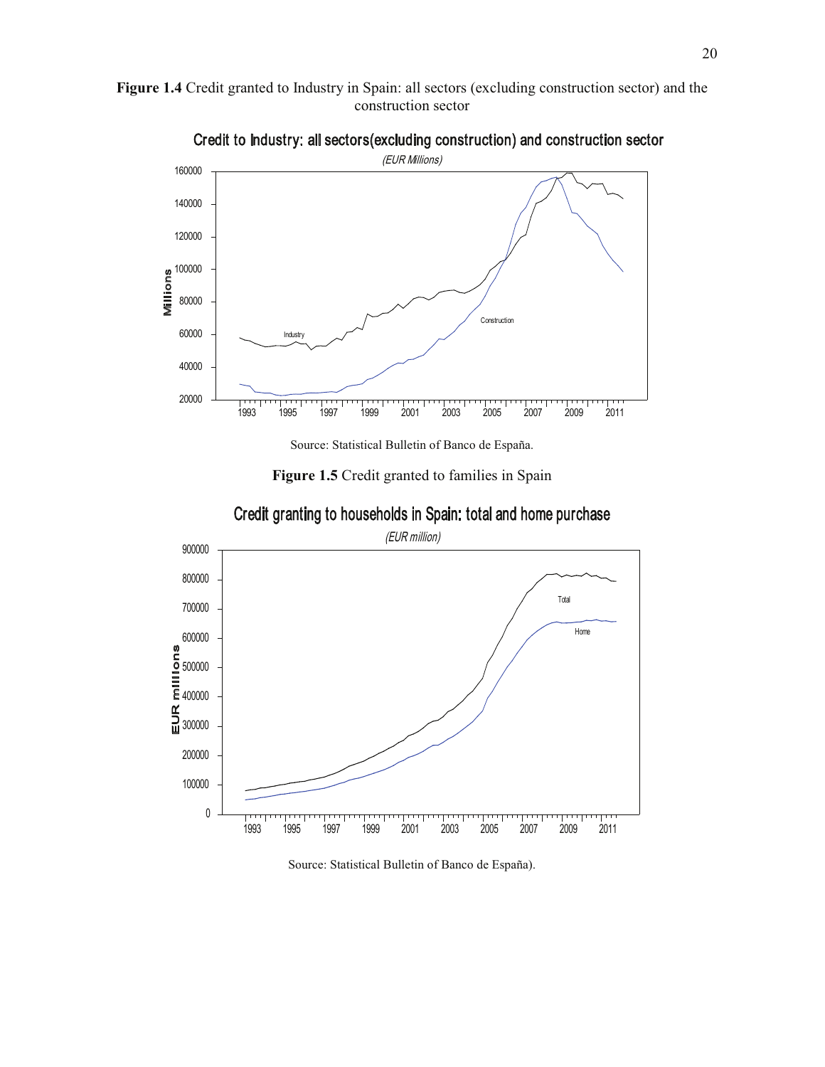**Figure 1.4** Credit granted to Industry in Spain: all sectors (excluding construction sector) and the construction sector

Source: Statistical Bulletin of Banco de España.

**Figure 1.5** Credit granted to families in Spain

Source: Statistical Bulletin of Banco de España).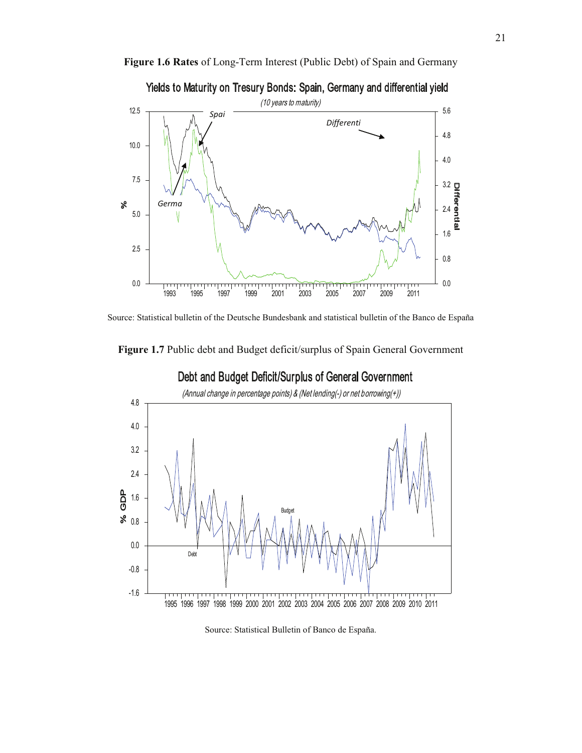**Figure 1.6 Rates** of Long-Term Interest (Public Debt) of Spain and Germany

Source: Statistical bulletin of the Deutsche Bundesbank and statistical bulletin of the Banco de España

**Figure 1.7** Public debt and Budget deficit/surplus of Spain General Government

Source: Statistical Bulletin of Banco de España.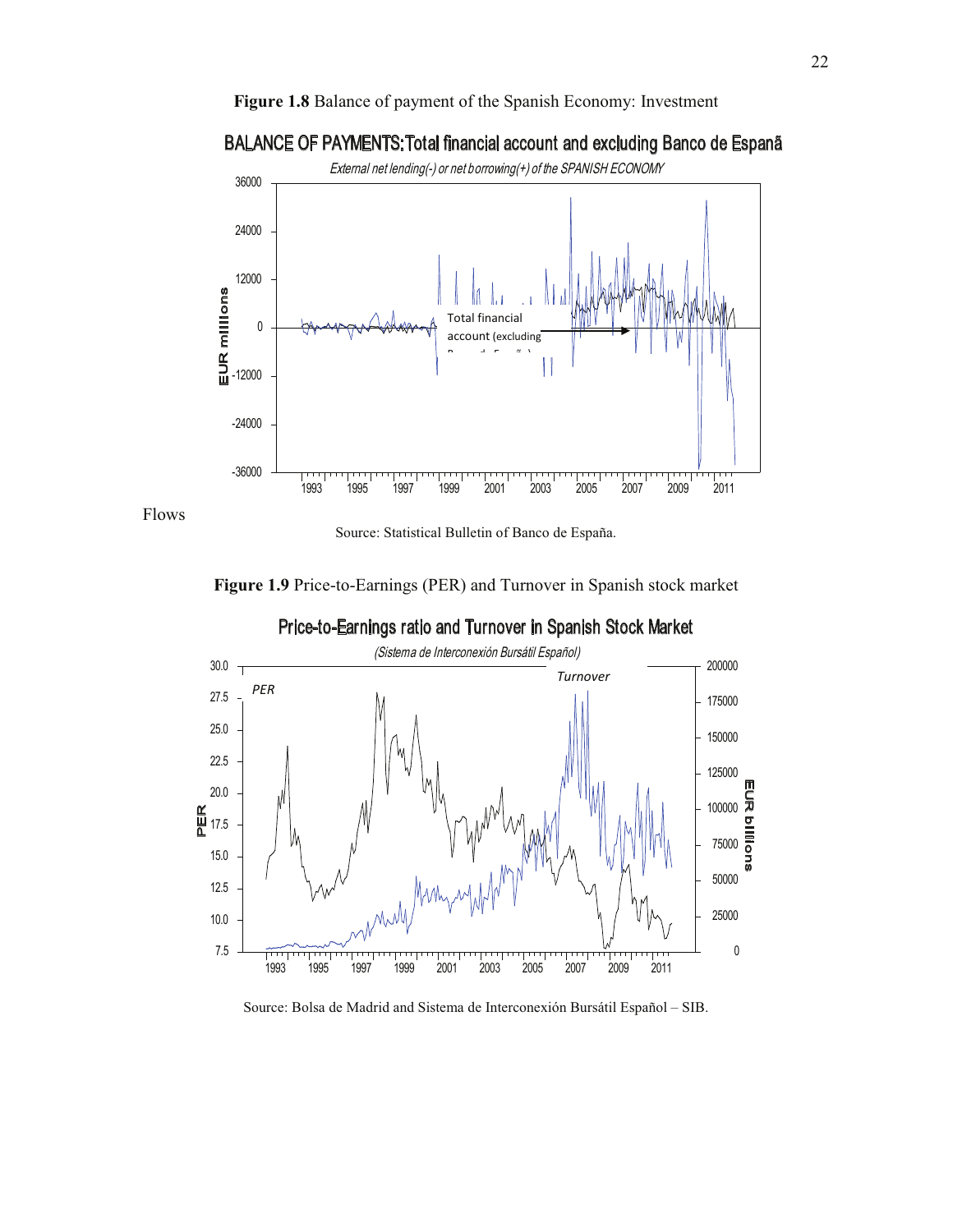**Figure 1.8** Balance of payment of the Spanish Economy: Investment

Flows

Source: Statistical Bulletin of Banco de España.

**Figure 1.9** Price-to-Earnings (PER) and Turnover in Spanish stock market

Source: Bolsa de Madrid and Sistema de Interconexión Bursátil Español – SIB.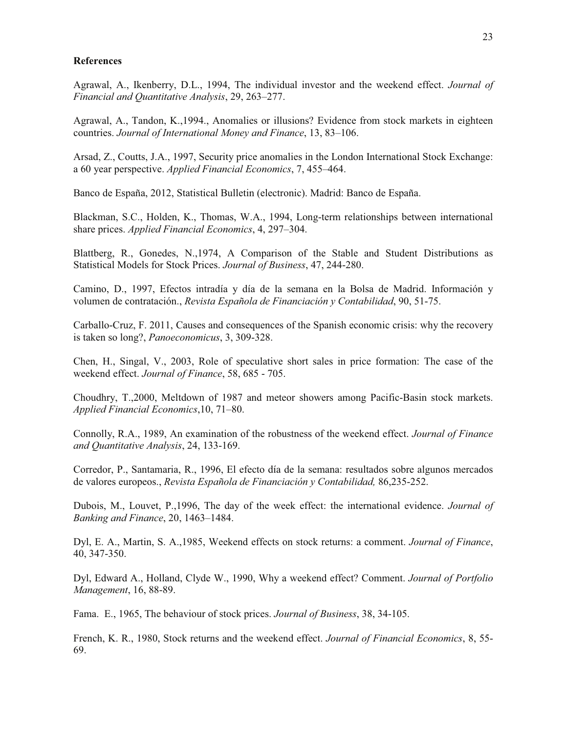**References**

Agrawal, A., Ikenberry, D.L., 1994, The individual investor and the weekend effect. *Journal of Financial and Quantitative Analysis*, 29, 263–277.

Agrawal, A., Tandon, K.,1994., Anomalies or illusions? Evidence from stock markets in eighteen countries. *Journal of International Money and Finance*, 13, 83–106.

Arsad, Z., Coutts, J.A., 1997, Security price anomalies in the London International Stock Exchange: a 60 year perspective. *Applied Financial Economics*, 7, 455–464.

Banco de España, 2012, Statistical Bulletin (electronic). Madrid: Banco de España.

Blackman, S.C., Holden, K., Thomas, W.A., 1994, Long-term relationships between international share prices. *Applied Financial Economics*, 4, 297–304.

Blattberg, R., Gonedes, N.,1974, A Comparison of the Stable and Student Distributions as Statistical Models for Stock Prices. *Journal of Business*, 47, 244-280.

Camino, D., 1997, Efectos intradía y día de la semana en la Bolsa de Madrid. Información y volumen de contratación., *Revista Española de Financiación y Contabilidad*, 90, 51-75.

Carballo-Cruz, F. 2011, Causes and consequences of the Spanish economic crisis: why the recovery is taken so long?, *Panoeconomicus*, 3, 309-328.

Chen, H., Singal, V., 2003, Role of speculative short sales in price formation: The case of the weekend effect. *Journal of Finance*, 58, 685 - 705.

Choudhry, T.,2000, Meltdown of 1987 and meteor showers among Pacific-Basin stock markets. *Applied Financial Economics*,10, 71–80.

Connolly, R.A., 1989, An examination of the robustness of the weekend effect. *Journal of Finance and Quantitative Analysis*, 24, 133-169.

Corredor, P., Santamaria, R., 1996, El efecto día de la semana: resultados sobre algunos mercados de valores europeos., *Revista Española de Financiación y Contabilidad,* 86,235-252.

Dubois, M., Louvet, P.,1996, The day of the week effect: the international evidence. *Journal of Banking and Finance*, 20, 1463–1484.

Dyl, E. A., Martin, S. A.,1985, Weekend effects on stock returns: a comment. *Journal of Finance*, 40, 347-350.

Dyl, Edward A., Holland, Clyde W., 1990, Why a weekend effect? Comment. *Journal of Portfolio Management*, 16, 88-89.

Fama. E., 1965, The behaviour of stock prices. *Journal of Business*, 38, 34-105.

French, K. R., 1980, Stock returns and the weekend effect. *Journal of Financial Economics*, 8, 55-69.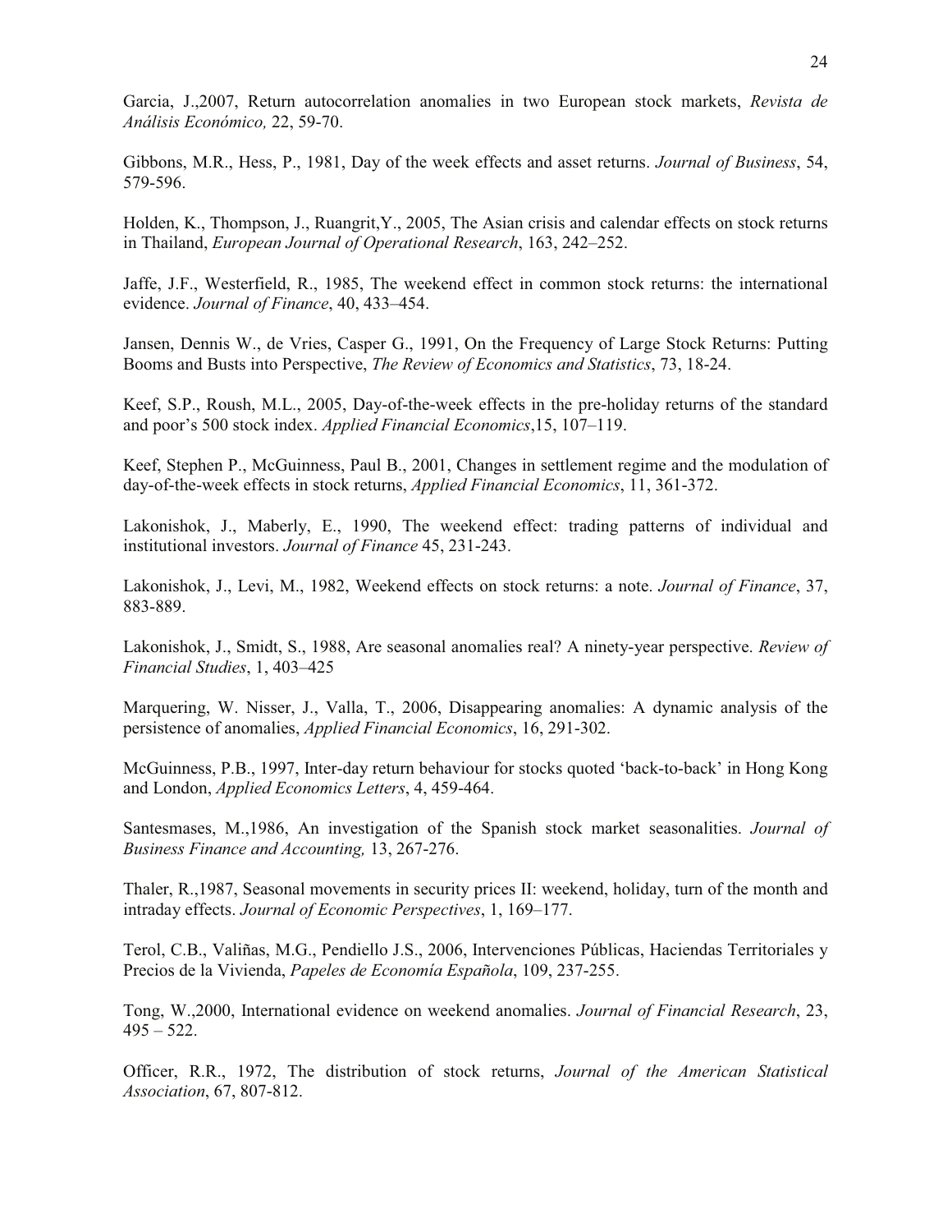Garcia, J.,2007, Return autocorrelation anomalies in two European stock markets, *Revista de Análisis Económico,* 22, 59-70.

Gibbons, M.R., Hess, P., 1981, Day of the week effects and asset returns. *Journal of Business*, 54, 579-596.

Holden, K., Thompson, J., Ruangrit,Y., 2005, The Asian crisis and calendar effects on stock returns in Thailand, *European Journal of Operational Research*, 163, 242–252.

Jaffe, J.F., Westerfield, R., 1985, The weekend effect in common stock returns: the international evidence. *Journal of Finance*, 40, 433–454.

Jansen, Dennis W., de Vries, Casper G., 1991, On the Frequency of Large Stock Returns: Putting Booms and Busts into Perspective, *The Review of Economics and Statistics*, 73, 18-24.

Keef, S.P., Roush, M.L., 2005, Day-of-the-week effects in the pre-holiday returns of the standard and poor's 500 stock index. *Applied Financial Economics*,15, 107–119.

Keef, Stephen P., McGuinness, Paul B., 2001, Changes in settlement regime and the modulation of day-of-the-week effects in stock returns, *Applied Financial Economics*, 11, 361-372.

Lakonishok, J., Maberly, E., 1990, The weekend effect: trading patterns of individual and institutional investors. *Journal of Finance* 45, 231-243.

Lakonishok, J., Levi, M., 1982, Weekend effects on stock returns: a note. *Journal of Finance*, 37, 883-889.

Lakonishok, J., Smidt, S., 1988, Are seasonal anomalies real? A ninety-year perspective. *Review of Financial Studies*, 1, 403–425

Marquering, W. Nisser, J., Valla, T., 2006, Disappearing anomalies: A dynamic analysis of the persistence of anomalies, *Applied Financial Economics*, 16, 291-302.

McGuinness, P.B., 1997, Inter-day return behaviour for stocks quoted 'back-to-back' in Hong Kong and London, *Applied Economics Letters*, 4, 459-464.

Santesmases, M.,1986, An investigation of the Spanish stock market seasonalities. *Journal of Business Finance and Accounting,* 13, 267-276.

Thaler, R.,1987, Seasonal movements in security prices II: weekend, holiday, turn of the month and intraday effects. *Journal of Economic Perspectives*, 1, 169–177.

Terol, C.B., Valiñas, M.G., Pendiello J.S., 2006, Intervenciones Públicas, Haciendas Territoriales y Precios de la Vivienda, *Papeles de Economía Española*, 109, 237-255.

Tong, W.,2000, International evidence on weekend anomalies. *Journal of Financial Research*, 23, 495 – 522.

Officer, R.R., 1972, The distribution of stock returns, *Journal of the American Statistical Association*, 67, 807-812.